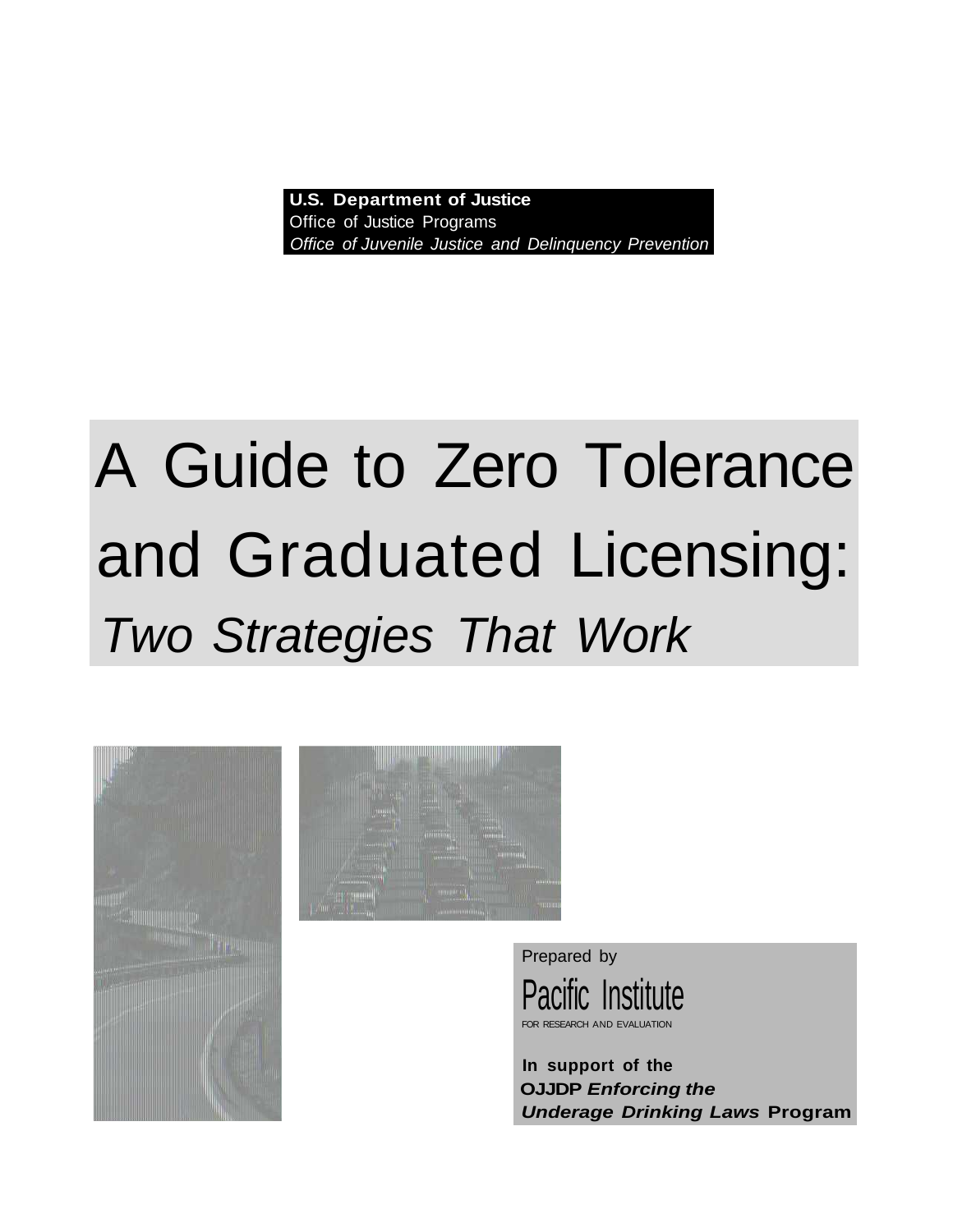**U.S. Department of Justice**
Office of Justice Programs
*Office of Juvenile Justice and Delinquency Prevention*

# A Guide to Zero Tolerance and Graduated Licensing: *Two Strategies That Work*

Prepared by

Pacific Institute
FOR RESEARCH AND EVALUATION

**In support of the OJJDP *Enforcing the Underage Drinking Laws* Program**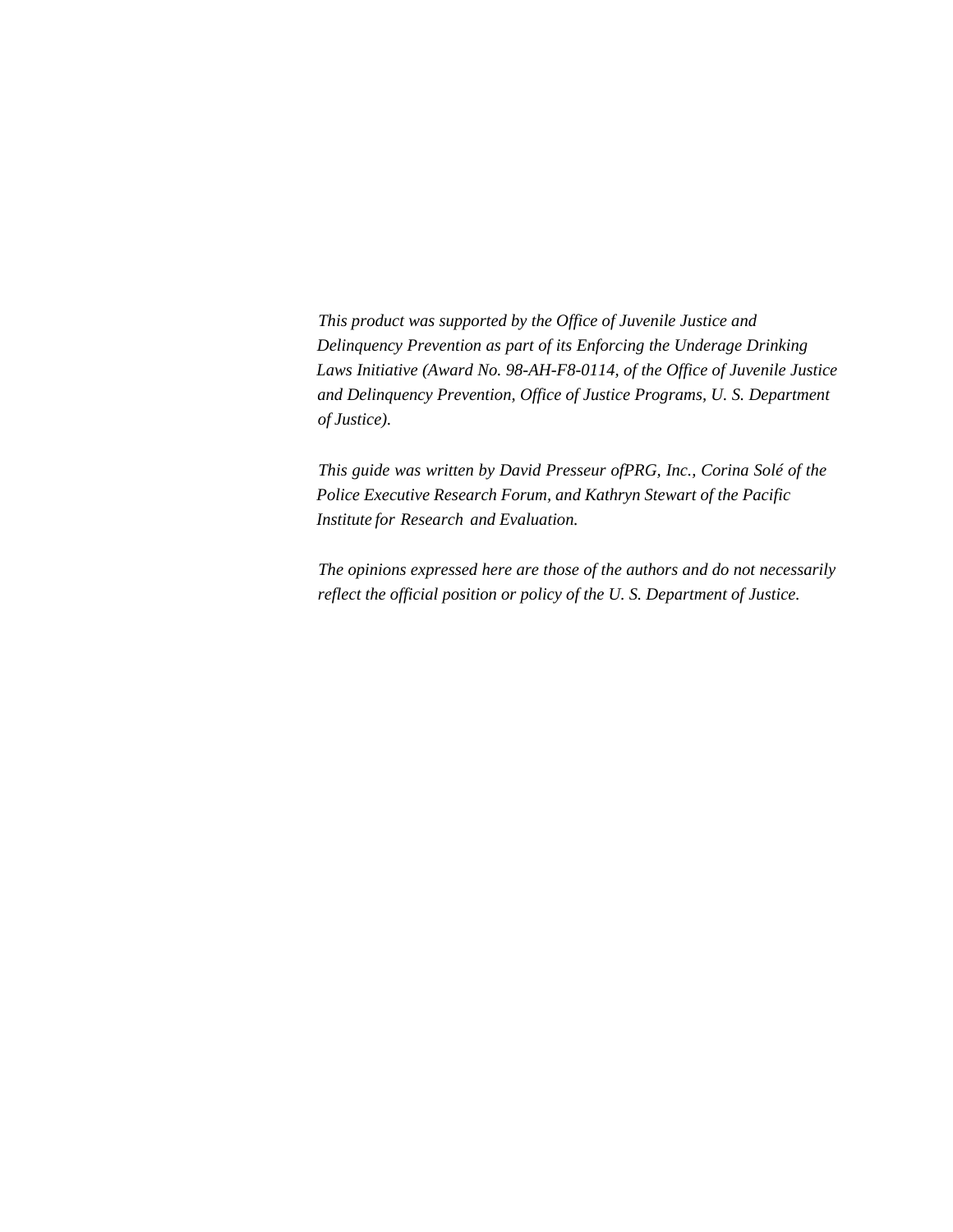*This product was supported by the Office of Juvenile Justice and Delinquency Prevention as part of its Enforcing the Underage Drinking Laws Initiative (Award No. 98-AH-F8-0114, of the Office of Juvenile Justice and Delinquency Prevention, Office of Justice Programs, U. S. Department of Justice).*

*This guide was written by David Presseur ofPRG, Inc., Corina Solé of the Police Executive Research Forum, and Kathryn Stewart of the Pacific Institute for Research and Evaluation.*

*The opinions expressed here are those of the authors and do not necessarily reflect the official position or policy of the U. S. Department of Justice.*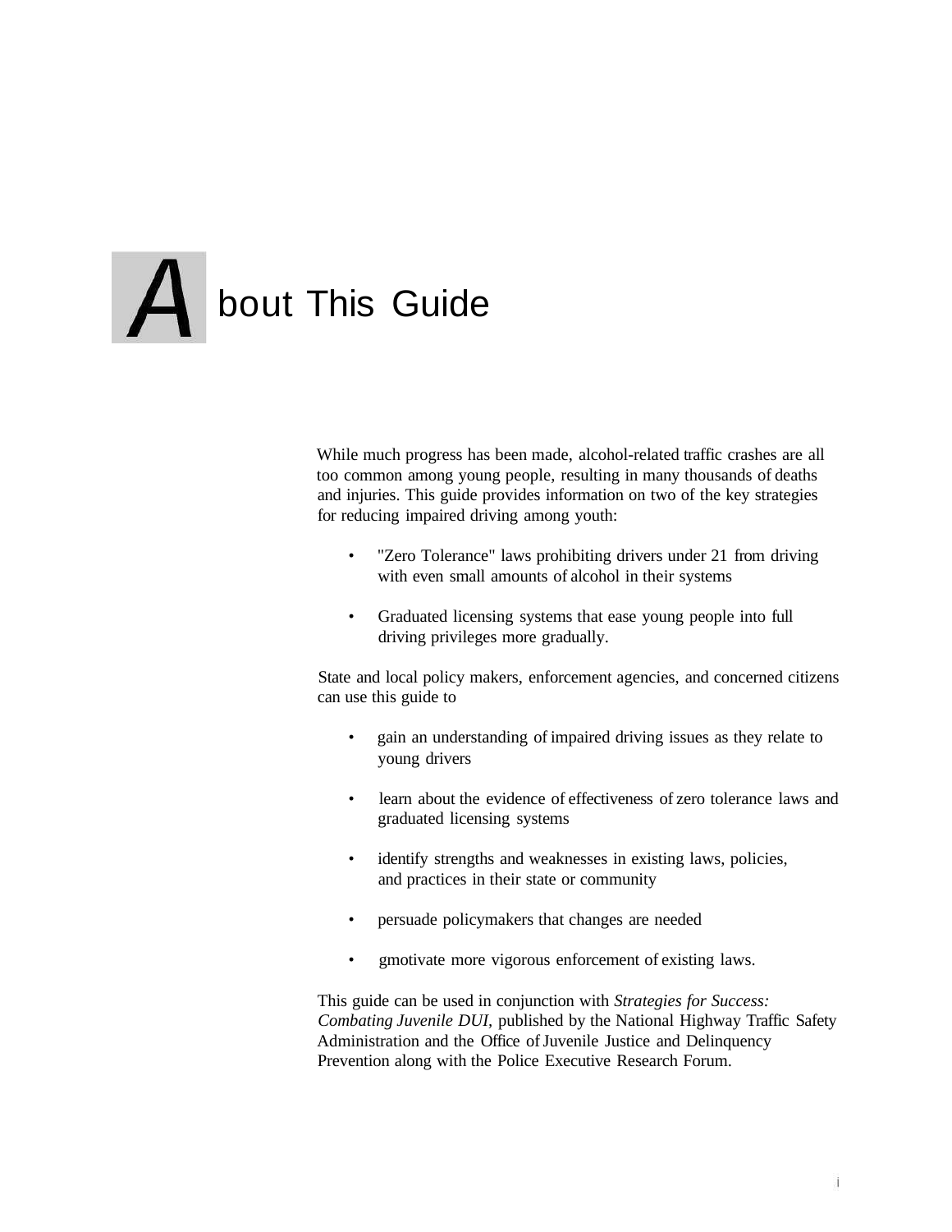# About This Guide

While much progress has been made, alcohol-related traffic crashes are all too common among young people, resulting in many thousands of deaths and injuries. This guide provides information on two of the key strategies for reducing impaired driving among youth:

- "Zero Tolerance" laws prohibiting drivers under 21 from driving with even small amounts of alcohol in their systems
- Graduated licensing systems that ease young people into full driving privileges more gradually.

State and local policy makers, enforcement agencies, and concerned citizens can use this guide to

- gain an understanding of impaired driving issues as they relate to young drivers
- learn about the evidence of effectiveness of zero tolerance laws and graduated licensing systems
- identify strengths and weaknesses in existing laws, policies, and practices in their state or community
- persuade policymakers that changes are needed
- gmotivate more vigorous enforcement of existing laws.

This guide can be used in conjunction with *Strategies for Success: Combating Juvenile DUI*, published by the National Highway Traffic Safety Administration and the Office of Juvenile Justice and Delinquency Prevention along with the Police Executive Research Forum.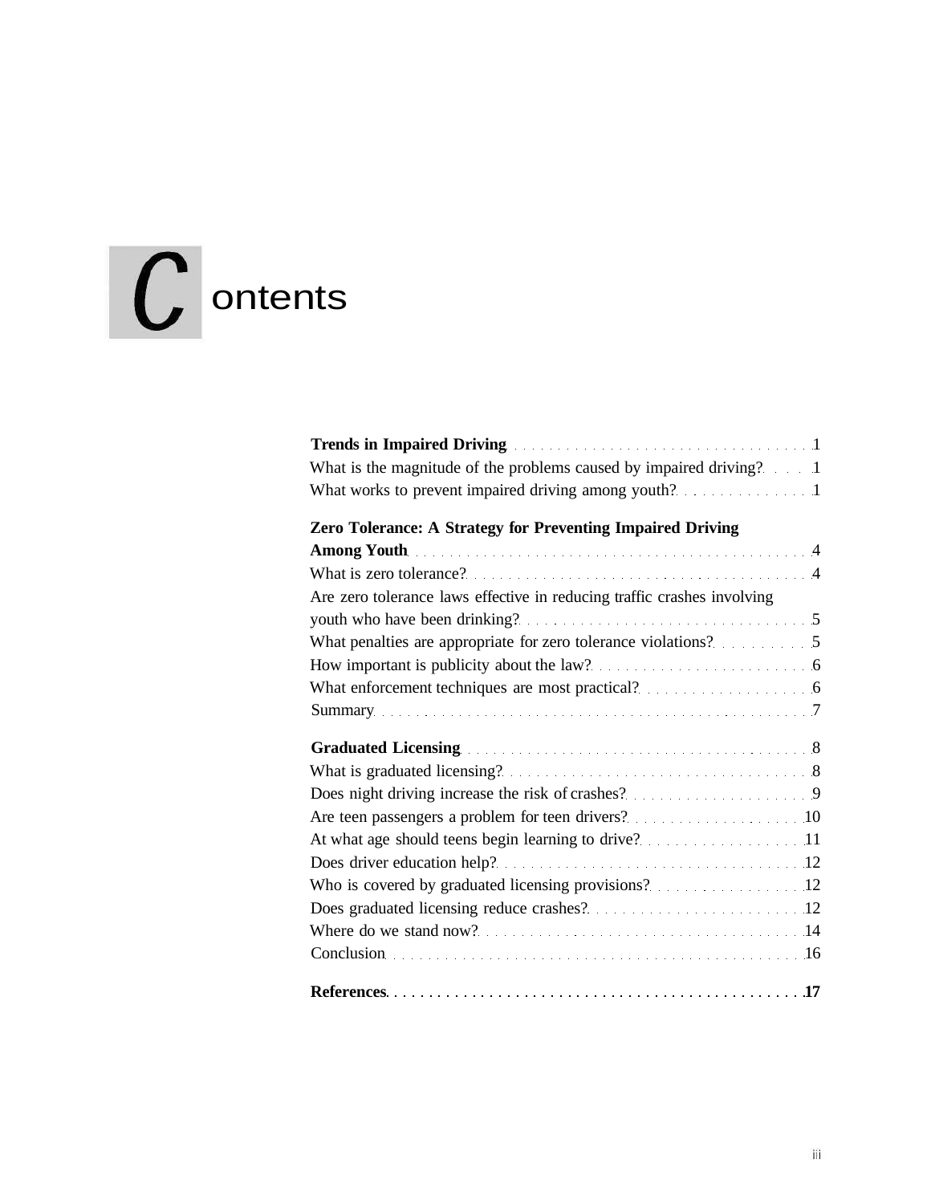# Contents

**Trends in Impaired Driving** . . . . . . . . . . . . . . . . . . . . . . . . . . . . . . . . . . 1
What is the magnitude of the problems caused by impaired driving? . . . . 1
What works to prevent impaired driving among youth? . . . . . . . . . . . . . . . 1

**Zero Tolerance: A Strategy for Preventing Impaired Driving Among Youth** . . . . . . . . . . . . . . . . . . . . . . . . . . . . . . . . . . . . . . . . . . . . 4
What is zero tolerance? . . . . . . . . . . . . . . . . . . . . . . . . . . . . . . . . . . . . . . . 4
Are zero tolerance laws effective in reducing traffic crashes involving youth who have been drinking? . . . . . . . . . . . . . . . . . . . . . . . . . . . . . . . . 5
What penalties are appropriate for zero tolerance violations? . . . . . . . . . . 5
How important is publicity about the law? . . . . . . . . . . . . . . . . . . . . . . . . 6
What enforcement techniques are most practical? . . . . . . . . . . . . . . . . . . . 6
Summary . . . . . . . . . . . . . . . . . . . . . . . . . . . . . . . . . . . . . . . . . . . . . . . . . 7

**Graduated Licensing** . . . . . . . . . . . . . . . . . . . . . . . . . . . . . . . . . . . . . . . 8
What is graduated licensing? . . . . . . . . . . . . . . . . . . . . . . . . . . . . . . . . . . 8
Does night driving increase the risk of crashes? . . . . . . . . . . . . . . . . . . . . 9
Are teen passengers a problem for teen drivers? . . . . . . . . . . . . . . . . . . . 10
At what age should teens begin learning to drive? . . . . . . . . . . . . . . . . . . 11
Does driver education help? . . . . . . . . . . . . . . . . . . . . . . . . . . . . . . . . . . 12
Who is covered by graduated licensing provisions? . . . . . . . . . . . . . . . . . 12
Does graduated licensing reduce crashes? . . . . . . . . . . . . . . . . . . . . . . . . 12
Where do we stand now? . . . . . . . . . . . . . . . . . . . . . . . . . . . . . . . . . . . . 14
Conclusion . . . . . . . . . . . . . . . . . . . . . . . . . . . . . . . . . . . . . . . . . . . . . . . 16

**References** . . . . . . . . . . . . . . . . . . . . . . . . . . . . . . . . . . . . . . . . . . . . . . . **17**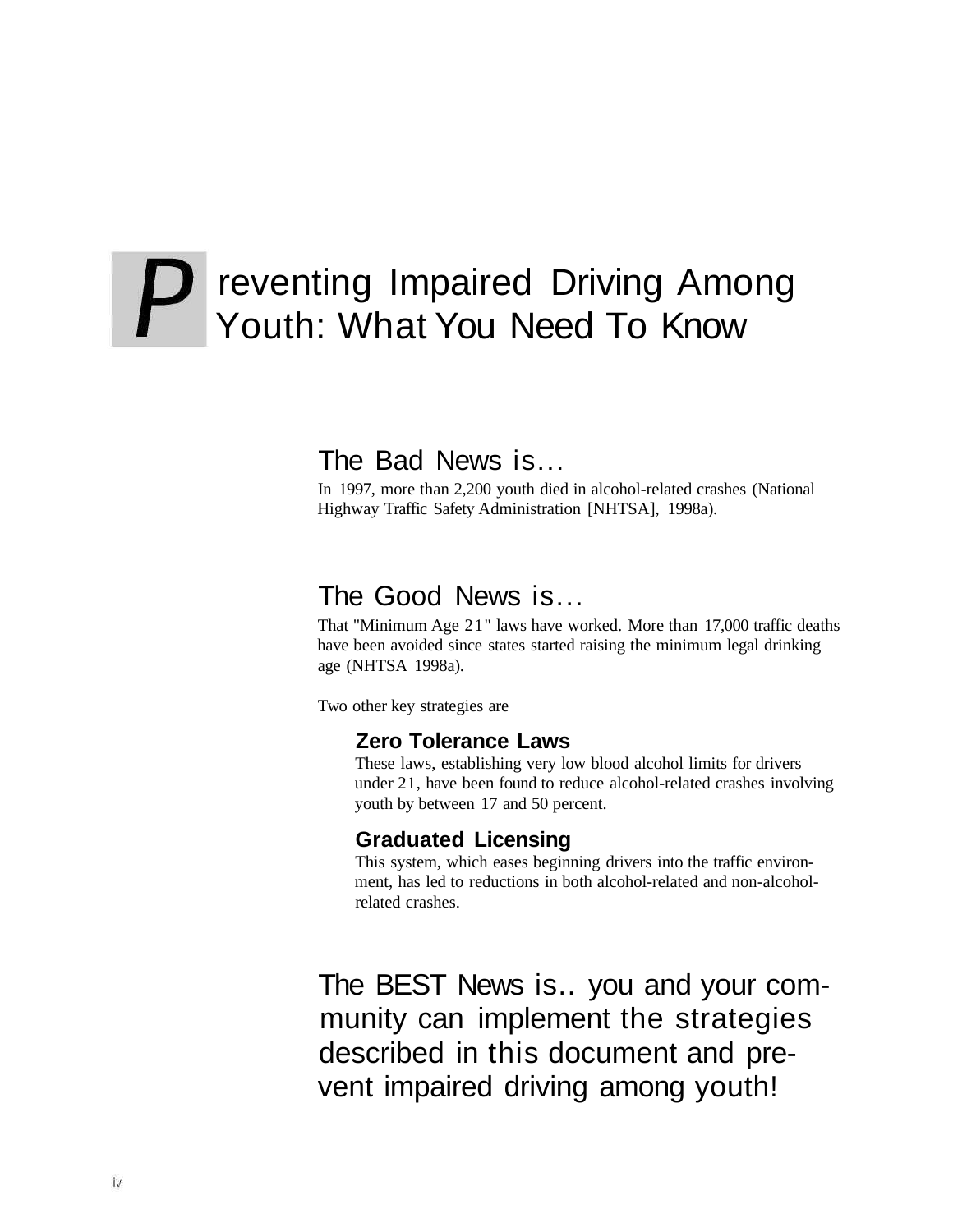# Preventing Impaired Driving Among Youth: What You Need To Know

## The Bad News is…

In 1997, more than 2,200 youth died in alcohol-related crashes (National Highway Traffic Safety Administration [NHTSA], 1998a).

## The Good News is…

That "Minimum Age 21" laws have worked. More than 17,000 traffic deaths have been avoided since states started raising the minimum legal drinking age (NHTSA 1998a).

Two other key strategies are

### Zero Tolerance Laws

These laws, establishing very low blood alcohol limits for drivers under 21, have been found to reduce alcohol-related crashes involving youth by between 17 and 50 percent.

### Graduated Licensing

This system, which eases beginning drivers into the traffic environment, has led to reductions in both alcohol-related and non-alcohol-related crashes.

## The BEST News is.. you and your community can implement the strategies described in this document and prevent impaired driving among youth!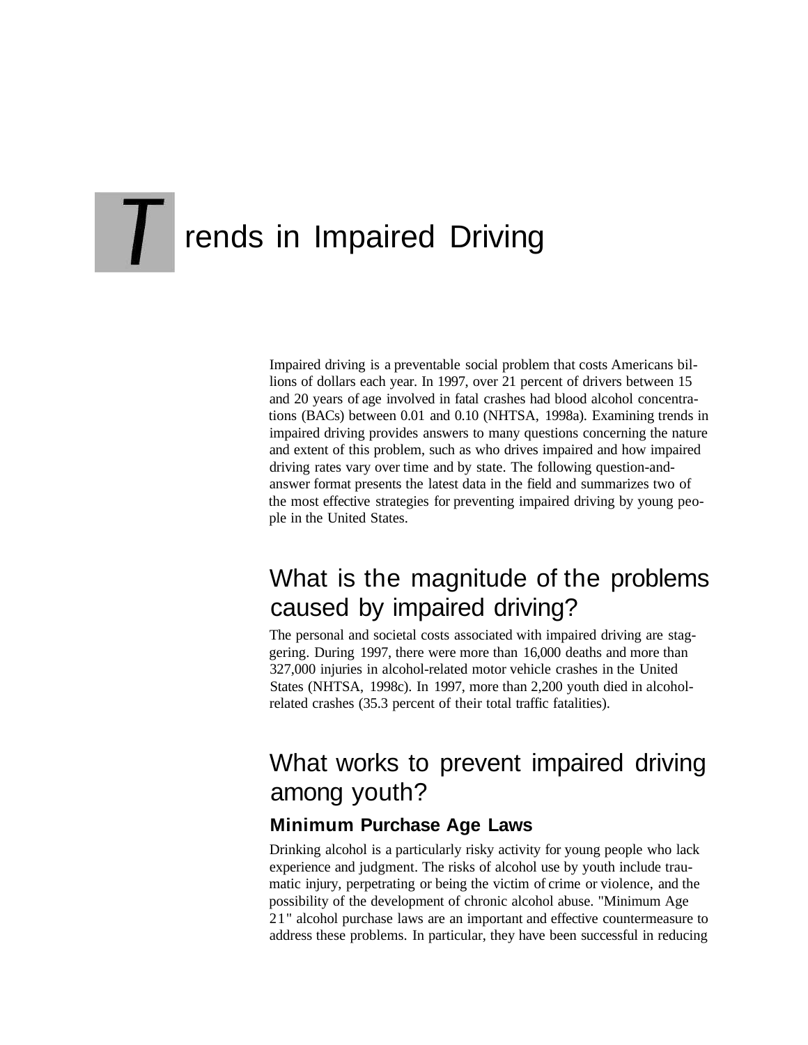# Trends in Impaired Driving

Impaired driving is a preventable social problem that costs Americans billions of dollars each year. In 1997, over 21 percent of drivers between 15 and 20 years of age involved in fatal crashes had blood alcohol concentrations (BACs) between 0.01 and 0.10 (NHTSA, 1998a). Examining trends in impaired driving provides answers to many questions concerning the nature and extent of this problem, such as who drives impaired and how impaired driving rates vary over time and by state. The following question-and-answer format presents the latest data in the field and summarizes two of the most effective strategies for preventing impaired driving by young people in the United States.

## What is the magnitude of the problems caused by impaired driving?

The personal and societal costs associated with impaired driving are staggering. During 1997, there were more than 16,000 deaths and more than 327,000 injuries in alcohol-related motor vehicle crashes in the United States (NHTSA, 1998c). In 1997, more than 2,200 youth died in alcohol-related crashes (35.3 percent of their total traffic fatalities).

## What works to prevent impaired driving among youth?

### Minimum Purchase Age Laws

Drinking alcohol is a particularly risky activity for young people who lack experience and judgment. The risks of alcohol use by youth include traumatic injury, perpetrating or being the victim of crime or violence, and the possibility of the development of chronic alcohol abuse. "Minimum Age 21" alcohol purchase laws are an important and effective countermeasure to address these problems. In particular, they have been successful in reducing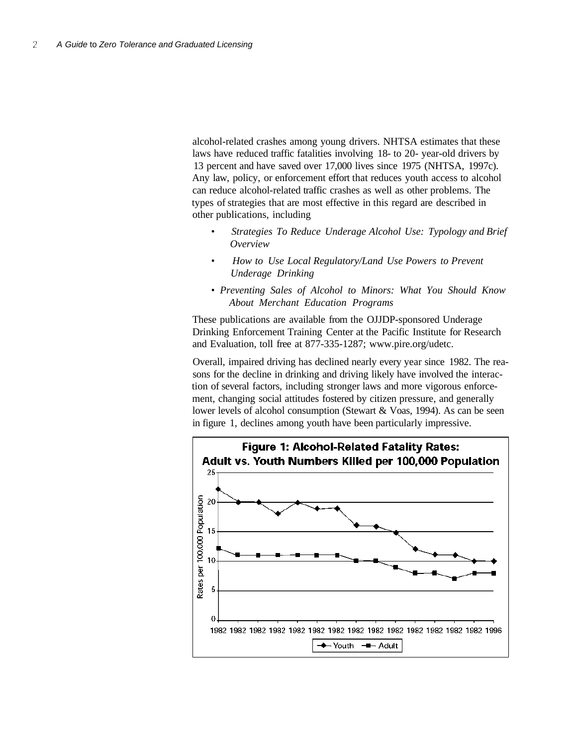alcohol-related crashes among young drivers. NHTSA estimates that these laws have reduced traffic fatalities involving 18- to 20- year-old drivers by 13 percent and have saved over 17,000 lives since 1975 (NHTSA, 1997c). Any law, policy, or enforcement effort that reduces youth access to alcohol can reduce alcohol-related traffic crashes as well as other problems. The types of strategies that are most effective in this regard are described in other publications, including

- *Strategies To Reduce Underage Alcohol Use: Typology and Brief Overview*
- *How to Use Local Regulatory/Land Use Powers to Prevent Underage Drinking*
- *Preventing Sales of Alcohol to Minors: What You Should Know About Merchant Education Programs*

These publications are available from the OJJDP-sponsored Underage Drinking Enforcement Training Center at the Pacific Institute for Research and Evaluation, toll free at 877-335-1287; www.pire.org/udetc.

Overall, impaired driving has declined nearly every year since 1982. The reasons for the decline in drinking and driving likely have involved the interaction of several factors, including stronger laws and more vigorous enforcement, changing social attitudes fostered by citizen pressure, and generally lower levels of alcohol consumption (Stewart & Voas, 1994). As can be seen in figure 1, declines among youth have been particularly impressive.

**Figure 1: Alcohol-Related Fatality Rates: Adult vs. Youth Numbers Killed per 100,000 Population**

| Year | Youth | Adult |
|---|---|---|
| 1982 | 22 | 12 |
| 1982 | 20 | 11 |
| 1982 | 20 | 11 |
| 1982 | 18 | 11 |
| 1982 | 20 | 11 |
| 1982 | 19 | 11 |
| 1982 | 19 | 11 |
| 1982 | 16 | 10 |
| 1982 | 16 | 10 |
| 1982 | 15 | 9 |
| 1982 | 12 | 8 |
| 1982 | 11 | 8 |
| 1982 | 11 | 7 |
| 1982 | 10 | 8 |
| 1996 | 10 | 8 |

Rates per 100,000 Population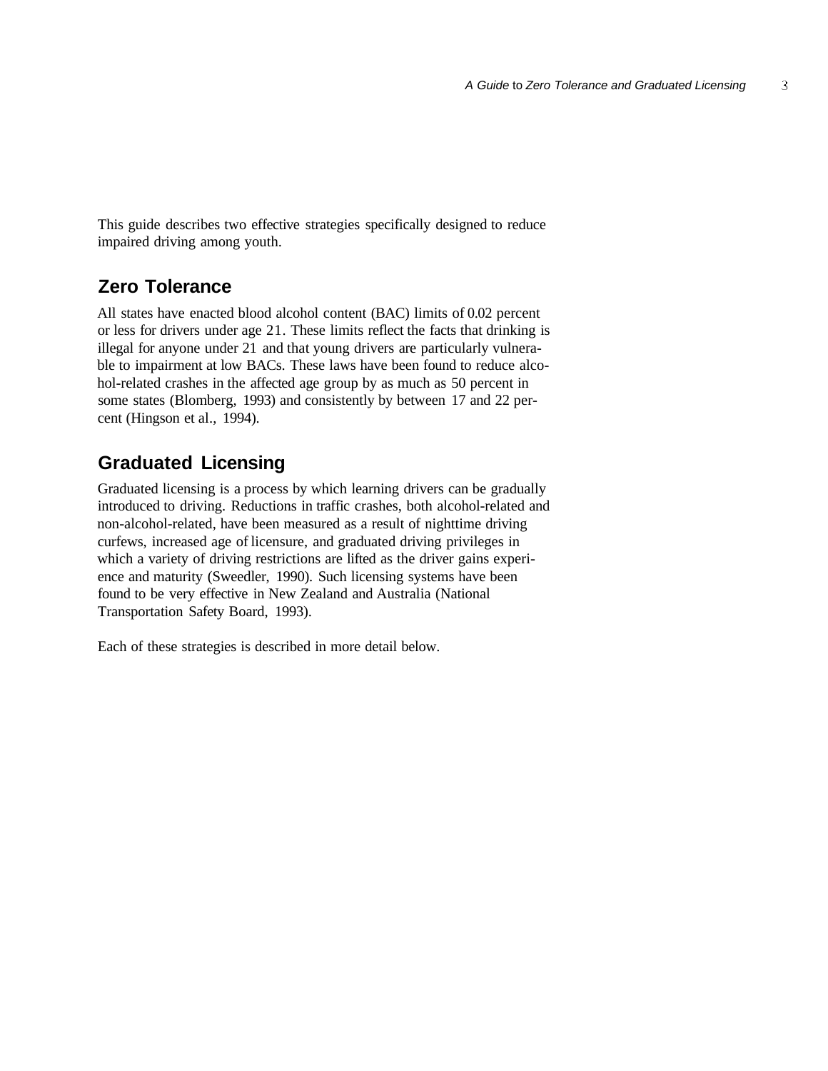This guide describes two effective strategies specifically designed to reduce impaired driving among youth.

## Zero Tolerance

All states have enacted blood alcohol content (BAC) limits of 0.02 percent or less for drivers under age 21. These limits reflect the facts that drinking is illegal for anyone under 21 and that young drivers are particularly vulnerable to impairment at low BACs. These laws have been found to reduce alcohol-related crashes in the affected age group by as much as 50 percent in some states (Blomberg, 1993) and consistently by between 17 and 22 percent (Hingson et al., 1994).

## Graduated Licensing

Graduated licensing is a process by which learning drivers can be gradually introduced to driving. Reductions in traffic crashes, both alcohol-related and non-alcohol-related, have been measured as a result of nighttime driving curfews, increased age of licensure, and graduated driving privileges in which a variety of driving restrictions are lifted as the driver gains experience and maturity (Sweedler, 1990). Such licensing systems have been found to be very effective in New Zealand and Australia (National Transportation Safety Board, 1993).

Each of these strategies is described in more detail below.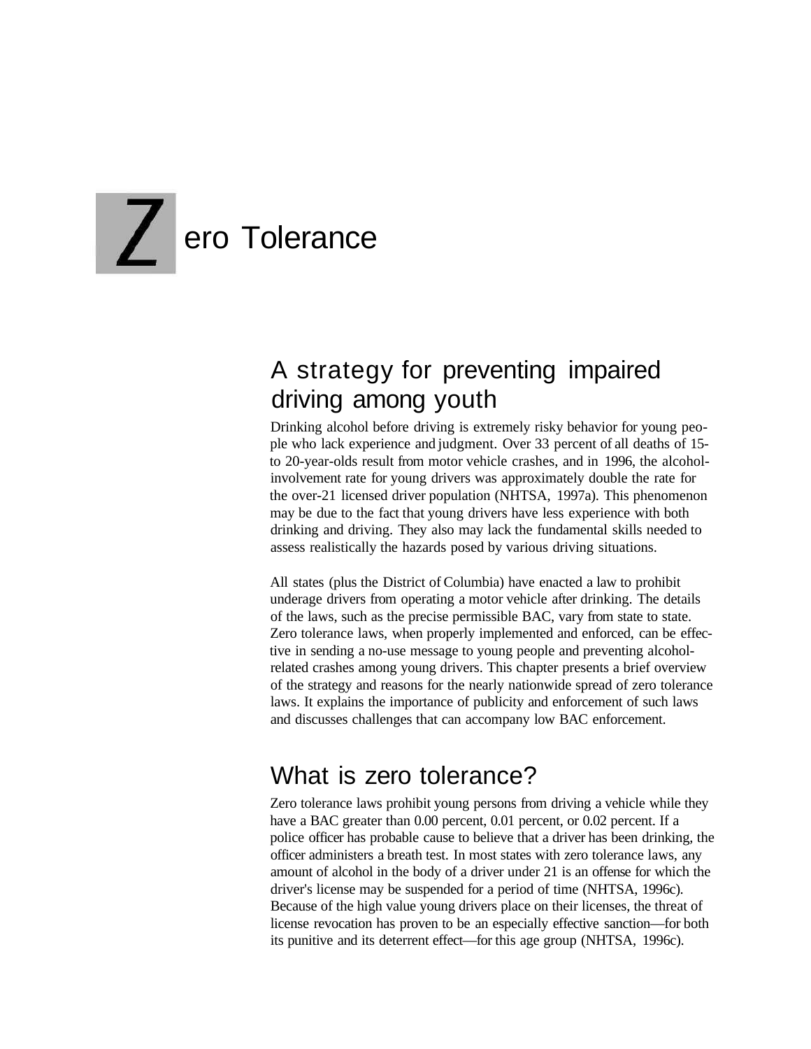# Zero Tolerance

## A strategy for preventing impaired driving among youth

Drinking alcohol before driving is extremely risky behavior for young people who lack experience and judgment. Over 33 percent of all deaths of 15- to 20-year-olds result from motor vehicle crashes, and in 1996, the alcohol-involvement rate for young drivers was approximately double the rate for the over-21 licensed driver population (NHTSA, 1997a). This phenomenon may be due to the fact that young drivers have less experience with both drinking and driving. They also may lack the fundamental skills needed to assess realistically the hazards posed by various driving situations.

All states (plus the District of Columbia) have enacted a law to prohibit underage drivers from operating a motor vehicle after drinking. The details of the laws, such as the precise permissible BAC, vary from state to state. Zero tolerance laws, when properly implemented and enforced, can be effective in sending a no-use message to young people and preventing alcohol-related crashes among young drivers. This chapter presents a brief overview of the strategy and reasons for the nearly nationwide spread of zero tolerance laws. It explains the importance of publicity and enforcement of such laws and discusses challenges that can accompany low BAC enforcement.

## What is zero tolerance?

Zero tolerance laws prohibit young persons from driving a vehicle while they have a BAC greater than 0.00 percent, 0.01 percent, or 0.02 percent. If a police officer has probable cause to believe that a driver has been drinking, the officer administers a breath test. In most states with zero tolerance laws, any amount of alcohol in the body of a driver under 21 is an offense for which the driver's license may be suspended for a period of time (NHTSA, 1996c). Because of the high value young drivers place on their licenses, the threat of license revocation has proven to be an especially effective sanction—for both its punitive and its deterrent effect—for this age group (NHTSA, 1996c).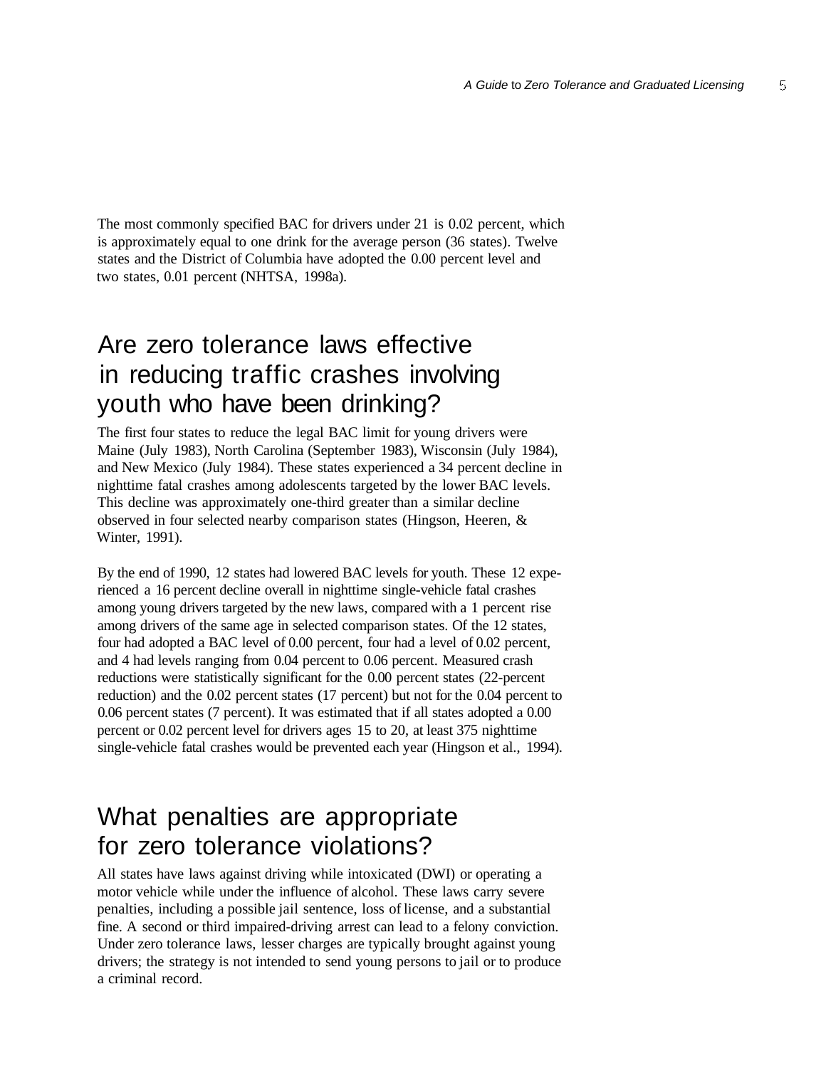The most commonly specified BAC for drivers under 21 is 0.02 percent, which is approximately equal to one drink for the average person (36 states). Twelve states and the District of Columbia have adopted the 0.00 percent level and two states, 0.01 percent (NHTSA, 1998a).

## Are zero tolerance laws effective in reducing traffic crashes involving youth who have been drinking?

The first four states to reduce the legal BAC limit for young drivers were Maine (July 1983), North Carolina (September 1983), Wisconsin (July 1984), and New Mexico (July 1984). These states experienced a 34 percent decline in nighttime fatal crashes among adolescents targeted by the lower BAC levels. This decline was approximately one-third greater than a similar decline observed in four selected nearby comparison states (Hingson, Heeren, & Winter, 1991).

By the end of 1990, 12 states had lowered BAC levels for youth. These 12 experienced a 16 percent decline overall in nighttime single-vehicle fatal crashes among young drivers targeted by the new laws, compared with a 1 percent rise among drivers of the same age in selected comparison states. Of the 12 states, four had adopted a BAC level of 0.00 percent, four had a level of 0.02 percent, and 4 had levels ranging from 0.04 percent to 0.06 percent. Measured crash reductions were statistically significant for the 0.00 percent states (22-percent reduction) and the 0.02 percent states (17 percent) but not for the 0.04 percent to 0.06 percent states (7 percent). It was estimated that if all states adopted a 0.00 percent or 0.02 percent level for drivers ages 15 to 20, at least 375 nighttime single-vehicle fatal crashes would be prevented each year (Hingson et al., 1994).

## What penalties are appropriate for zero tolerance violations?

All states have laws against driving while intoxicated (DWI) or operating a motor vehicle while under the influence of alcohol. These laws carry severe penalties, including a possible jail sentence, loss of license, and a substantial fine. A second or third impaired-driving arrest can lead to a felony conviction. Under zero tolerance laws, lesser charges are typically brought against young drivers; the strategy is not intended to send young persons to jail or to produce a criminal record.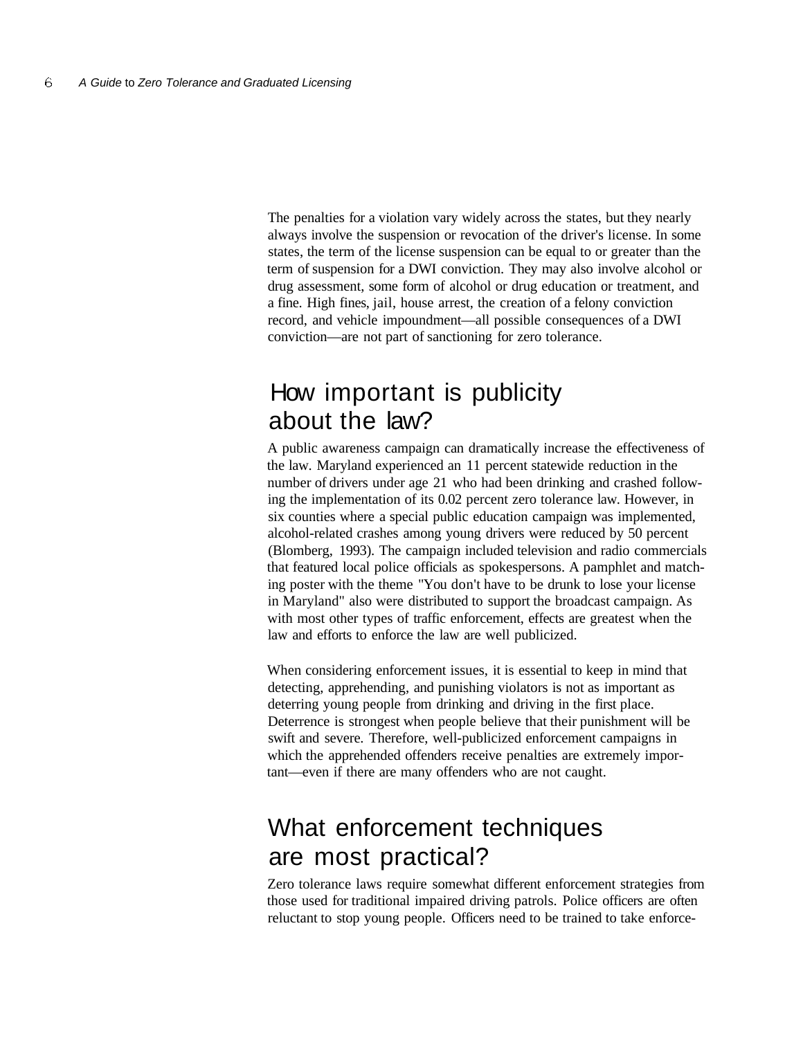The penalties for a violation vary widely across the states, but they nearly always involve the suspension or revocation of the driver's license. In some states, the term of the license suspension can be equal to or greater than the term of suspension for a DWI conviction. They may also involve alcohol or drug assessment, some form of alcohol or drug education or treatment, and a fine. High fines, jail, house arrest, the creation of a felony conviction record, and vehicle impoundment—all possible consequences of a DWI conviction—are not part of sanctioning for zero tolerance.

## How important is publicity about the law?

A public awareness campaign can dramatically increase the effectiveness of the law. Maryland experienced an 11 percent statewide reduction in the number of drivers under age 21 who had been drinking and crashed following the implementation of its 0.02 percent zero tolerance law. However, in six counties where a special public education campaign was implemented, alcohol-related crashes among young drivers were reduced by 50 percent (Blomberg, 1993). The campaign included television and radio commercials that featured local police officials as spokespersons. A pamphlet and matching poster with the theme "You don't have to be drunk to lose your license in Maryland" also were distributed to support the broadcast campaign. As with most other types of traffic enforcement, effects are greatest when the law and efforts to enforce the law are well publicized.

When considering enforcement issues, it is essential to keep in mind that detecting, apprehending, and punishing violators is not as important as deterring young people from drinking and driving in the first place. Deterrence is strongest when people believe that their punishment will be swift and severe. Therefore, well-publicized enforcement campaigns in which the apprehended offenders receive penalties are extremely important—even if there are many offenders who are not caught.

## What enforcement techniques are most practical?

Zero tolerance laws require somewhat different enforcement strategies from those used for traditional impaired driving patrols. Police officers are often reluctant to stop young people. Officers need to be trained to take enforce-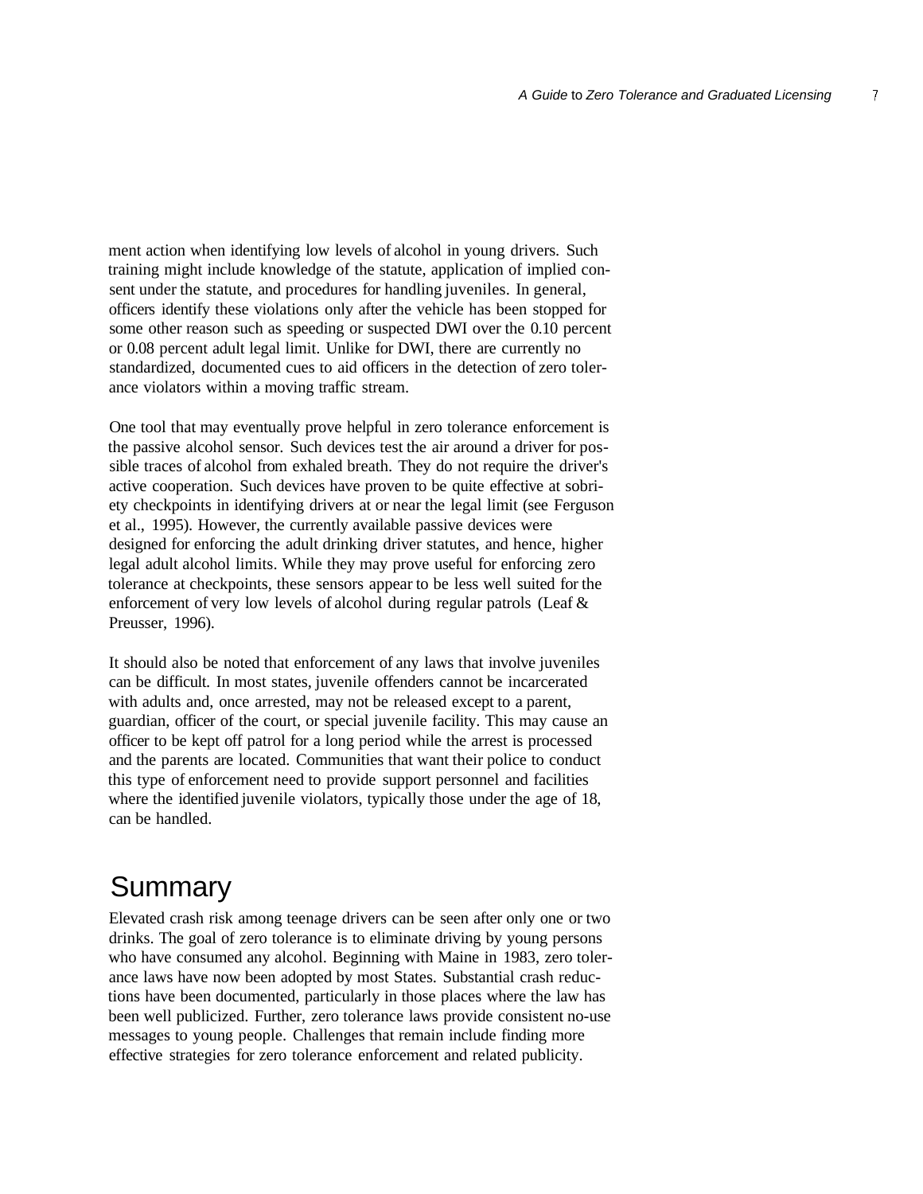ment action when identifying low levels of alcohol in young drivers. Such training might include knowledge of the statute, application of implied consent under the statute, and procedures for handling juveniles. In general, officers identify these violations only after the vehicle has been stopped for some other reason such as speeding or suspected DWI over the 0.10 percent or 0.08 percent adult legal limit. Unlike for DWI, there are currently no standardized, documented cues to aid officers in the detection of zero tolerance violators within a moving traffic stream.

One tool that may eventually prove helpful in zero tolerance enforcement is the passive alcohol sensor. Such devices test the air around a driver for possible traces of alcohol from exhaled breath. They do not require the driver's active cooperation. Such devices have proven to be quite effective at sobriety checkpoints in identifying drivers at or near the legal limit (see Ferguson et al., 1995). However, the currently available passive devices were designed for enforcing the adult drinking driver statutes, and hence, higher legal adult alcohol limits. While they may prove useful for enforcing zero tolerance at checkpoints, these sensors appear to be less well suited for the enforcement of very low levels of alcohol during regular patrols (Leaf & Preusser, 1996).

It should also be noted that enforcement of any laws that involve juveniles can be difficult. In most states, juvenile offenders cannot be incarcerated with adults and, once arrested, may not be released except to a parent, guardian, officer of the court, or special juvenile facility. This may cause an officer to be kept off patrol for a long period while the arrest is processed and the parents are located. Communities that want their police to conduct this type of enforcement need to provide support personnel and facilities where the identified juvenile violators, typically those under the age of 18, can be handled.

## Summary

Elevated crash risk among teenage drivers can be seen after only one or two drinks. The goal of zero tolerance is to eliminate driving by young persons who have consumed any alcohol. Beginning with Maine in 1983, zero tolerance laws have now been adopted by most States. Substantial crash reductions have been documented, particularly in those places where the law has been well publicized. Further, zero tolerance laws provide consistent no-use messages to young people. Challenges that remain include finding more effective strategies for zero tolerance enforcement and related publicity.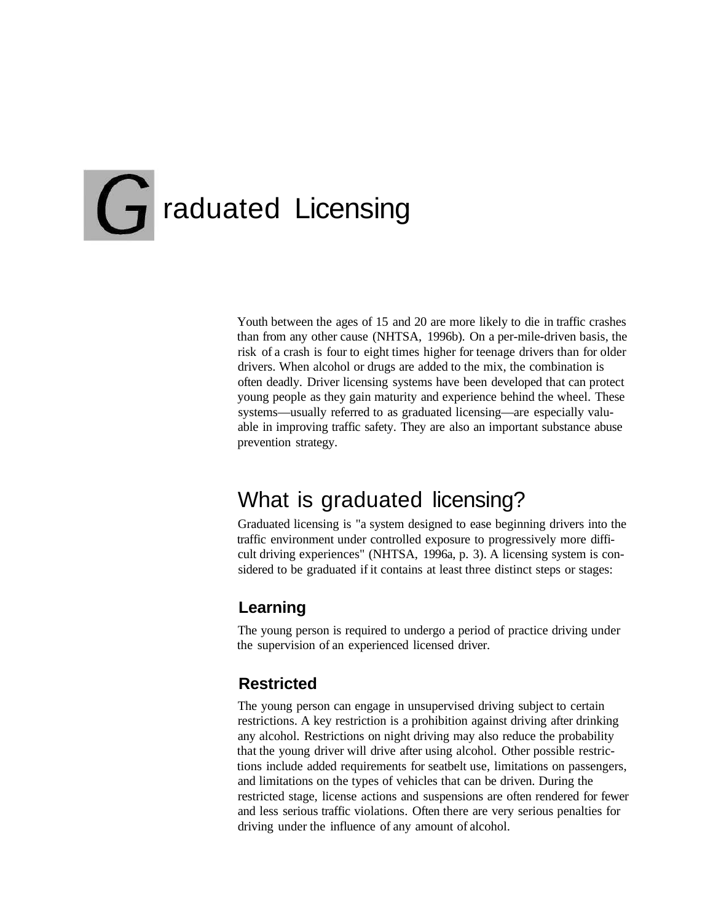# Graduated Licensing

Youth between the ages of 15 and 20 are more likely to die in traffic crashes than from any other cause (NHTSA, 1996b). On a per-mile-driven basis, the risk of a crash is four to eight times higher for teenage drivers than for older drivers. When alcohol or drugs are added to the mix, the combination is often deadly. Driver licensing systems have been developed that can protect young people as they gain maturity and experience behind the wheel. These systems—usually referred to as graduated licensing—are especially valuable in improving traffic safety. They are also an important substance abuse prevention strategy.

## What is graduated licensing?

Graduated licensing is "a system designed to ease beginning drivers into the traffic environment under controlled exposure to progressively more difficult driving experiences" (NHTSA, 1996a, p. 3). A licensing system is considered to be graduated if it contains at least three distinct steps or stages:

### Learning

The young person is required to undergo a period of practice driving under the supervision of an experienced licensed driver.

### Restricted

The young person can engage in unsupervised driving subject to certain restrictions. A key restriction is a prohibition against driving after drinking any alcohol. Restrictions on night driving may also reduce the probability that the young driver will drive after using alcohol. Other possible restrictions include added requirements for seatbelt use, limitations on passengers, and limitations on the types of vehicles that can be driven. During the restricted stage, license actions and suspensions are often rendered for fewer and less serious traffic violations. Often there are very serious penalties for driving under the influence of any amount of alcohol.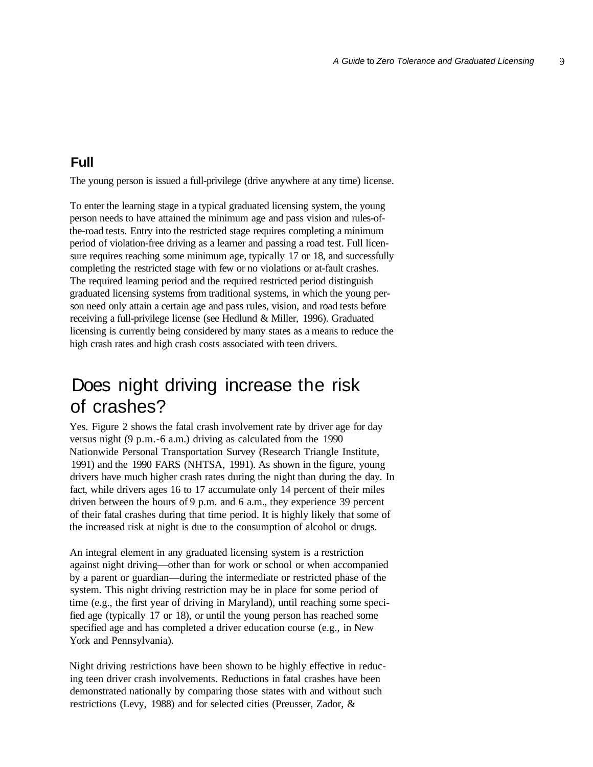### Full

The young person is issued a full-privilege (drive anywhere at any time) license.

To enter the learning stage in a typical graduated licensing system, the young person needs to have attained the minimum age and pass vision and rules-of-the-road tests. Entry into the restricted stage requires completing a minimum period of violation-free driving as a learner and passing a road test. Full licensure requires reaching some minimum age, typically 17 or 18, and successfully completing the restricted stage with few or no violations or at-fault crashes. The required learning period and the required restricted period distinguish graduated licensing systems from traditional systems, in which the young person need only attain a certain age and pass rules, vision, and road tests before receiving a full-privilege license (see Hedlund & Miller, 1996). Graduated licensing is currently being considered by many states as a means to reduce the high crash rates and high crash costs associated with teen drivers.

## Does night driving increase the risk of crashes?

Yes. Figure 2 shows the fatal crash involvement rate by driver age for day versus night (9 p.m.-6 a.m.) driving as calculated from the 1990 Nationwide Personal Transportation Survey (Research Triangle Institute, 1991) and the 1990 FARS (NHTSA, 1991). As shown in the figure, young drivers have much higher crash rates during the night than during the day. In fact, while drivers ages 16 to 17 accumulate only 14 percent of their miles driven between the hours of 9 p.m. and 6 a.m., they experience 39 percent of their fatal crashes during that time period. It is highly likely that some of the increased risk at night is due to the consumption of alcohol or drugs.

An integral element in any graduated licensing system is a restriction against night driving—other than for work or school or when accompanied by a parent or guardian—during the intermediate or restricted phase of the system. This night driving restriction may be in place for some period of time (e.g., the first year of driving in Maryland), until reaching some specified age (typically 17 or 18), or until the young person has reached some specified age and has completed a driver education course (e.g., in New York and Pennsylvania).

Night driving restrictions have been shown to be highly effective in reducing teen driver crash involvements. Reductions in fatal crashes have been demonstrated nationally by comparing those states with and without such restrictions (Levy, 1988) and for selected cities (Preusser, Zador, &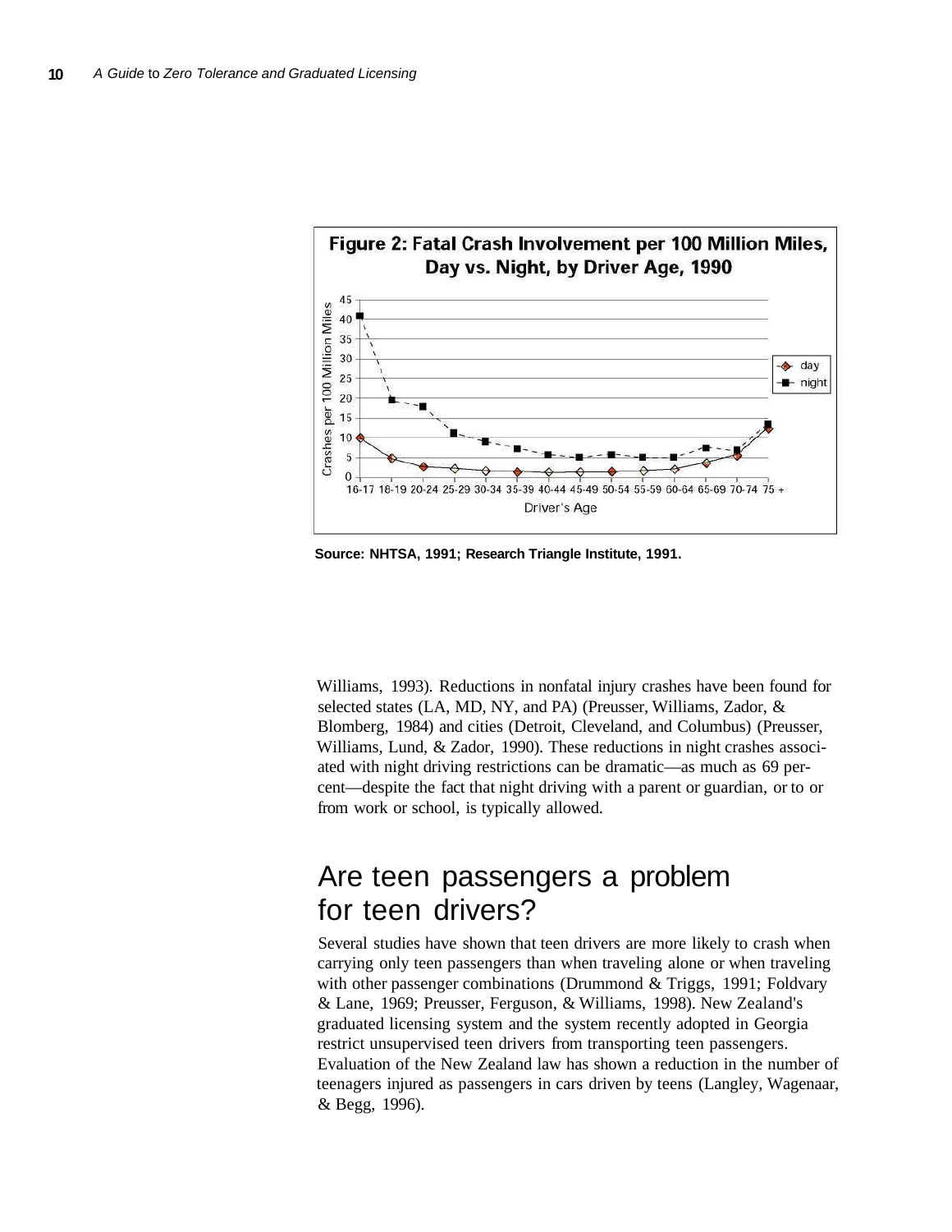**Figure 2: Fatal Crash Involvement per 100 Million Miles, Day vs. Night, by Driver Age, 1990**

Source: NHTSA, 1991; Research Triangle Institute, 1991.

Williams, 1993). Reductions in nonfatal injury crashes have been found for selected states (LA, MD, NY, and PA) (Preusser, Williams, Zador, & Blomberg, 1984) and cities (Detroit, Cleveland, and Columbus) (Preusser, Williams, Lund, & Zador, 1990). These reductions in night crashes associated with night driving restrictions can be dramatic—as much as 69 percent—despite the fact that night driving with a parent or guardian, or to or from work or school, is typically allowed.

## Are teen passengers a problem for teen drivers?

Several studies have shown that teen drivers are more likely to crash when carrying only teen passengers than when traveling alone or when traveling with other passenger combinations (Drummond & Triggs, 1991; Foldvary & Lane, 1969; Preusser, Ferguson, & Williams, 1998). New Zealand's graduated licensing system and the system recently adopted in Georgia restrict unsupervised teen drivers from transporting teen passengers. Evaluation of the New Zealand law has shown a reduction in the number of teenagers injured as passengers in cars driven by teens (Langley, Wagenaar, & Begg, 1996).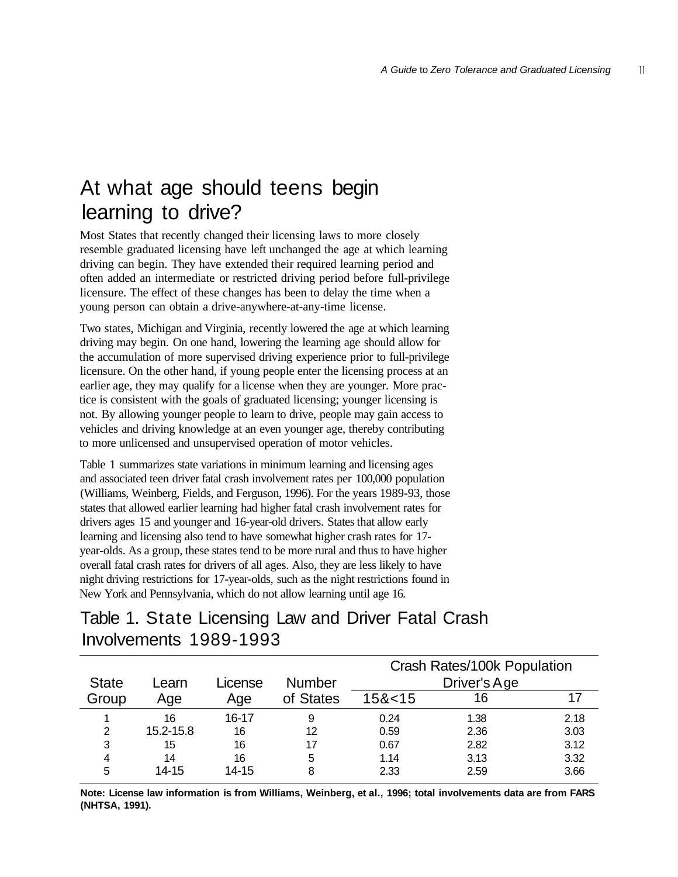## At what age should teens begin learning to drive?

Most States that recently changed their licensing laws to more closely resemble graduated licensing have left unchanged the age at which learning driving can begin. They have extended their required learning period and often added an intermediate or restricted driving period before full-privilege licensure. The effect of these changes has been to delay the time when a young person can obtain a drive-anywhere-at-any-time license.

Two states, Michigan and Virginia, recently lowered the age at which learning driving may begin. On one hand, lowering the learning age should allow for the accumulation of more supervised driving experience prior to full-privilege licensure. On the other hand, if young people enter the licensing process at an earlier age, they may qualify for a license when they are younger. More practice is consistent with the goals of graduated licensing; younger licensing is not. By allowing younger people to learn to drive, people may gain access to vehicles and driving knowledge at an even younger age, thereby contributing to more unlicensed and unsupervised operation of motor vehicles.

Table 1 summarizes state variations in minimum learning and licensing ages and associated teen driver fatal crash involvement rates per 100,000 population (Williams, Weinberg, Fields, and Ferguson, 1996). For the years 1989-93, those states that allowed earlier learning had higher fatal crash involvement rates for drivers ages 15 and younger and 16-year-old drivers. States that allow early learning and licensing also tend to have somewhat higher crash rates for 17-year-olds. As a group, these states tend to be more rural and thus to have higher overall fatal crash rates for drivers of all ages. Also, they are less likely to have night driving restrictions for 17-year-olds, such as the night restrictions found in New York and Pennsylvania, which do not allow learning until age 16.

### Table 1. State Licensing Law and Driver Fatal Crash Involvements 1989-1993

| State Group | Learn Age | License Age | Number of States | Crash Rates/100k Population Driver's Age 15&<15 | 16 | 17 |
|---|---|---|---|---|---|---|
| 1 | 16 | 16-17 | 9 | 0.24 | 1.38 | 2.18 |
| 2 | 15.2-15.8 | 16 | 12 | 0.59 | 2.36 | 3.03 |
| 3 | 15 | 16 | 17 | 0.67 | 2.82 | 3.12 |
| 4 | 14 | 16 | 5 | 1.14 | 3.13 | 3.32 |
| 5 | 14-15 | 14-15 | 8 | 2.33 | 2.59 | 3.66 |

**Note: License law information is from Williams, Weinberg, et al., 1996; total involvements data are from FARS (NHTSA, 1991).**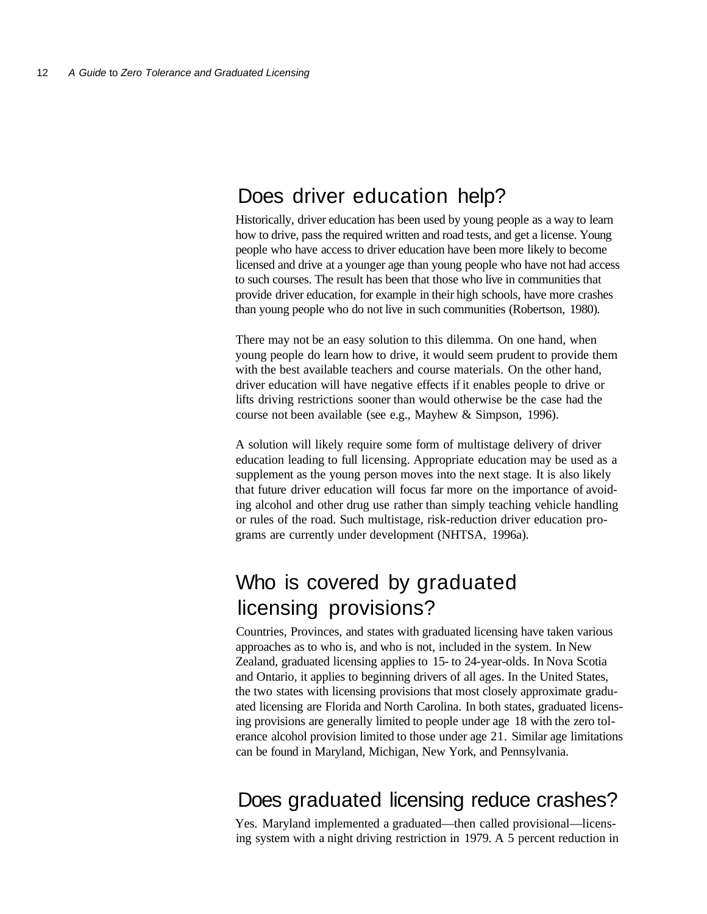## Does driver education help?

Historically, driver education has been used by young people as a way to learn how to drive, pass the required written and road tests, and get a license. Young people who have access to driver education have been more likely to become licensed and drive at a younger age than young people who have not had access to such courses. The result has been that those who live in communities that provide driver education, for example in their high schools, have more crashes than young people who do not live in such communities (Robertson, 1980).

There may not be an easy solution to this dilemma. On one hand, when young people do learn how to drive, it would seem prudent to provide them with the best available teachers and course materials. On the other hand, driver education will have negative effects if it enables people to drive or lifts driving restrictions sooner than would otherwise be the case had the course not been available (see e.g., Mayhew & Simpson, 1996).

A solution will likely require some form of multistage delivery of driver education leading to full licensing. Appropriate education may be used as a supplement as the young person moves into the next stage. It is also likely that future driver education will focus far more on the importance of avoiding alcohol and other drug use rather than simply teaching vehicle handling or rules of the road. Such multistage, risk-reduction driver education programs are currently under development (NHTSA, 1996a).

## Who is covered by graduated licensing provisions?

Countries, Provinces, and states with graduated licensing have taken various approaches as to who is, and who is not, included in the system. In New Zealand, graduated licensing applies to 15- to 24-year-olds. In Nova Scotia and Ontario, it applies to beginning drivers of all ages. In the United States, the two states with licensing provisions that most closely approximate graduated licensing are Florida and North Carolina. In both states, graduated licensing provisions are generally limited to people under age 18 with the zero tolerance alcohol provision limited to those under age 21. Similar age limitations can be found in Maryland, Michigan, New York, and Pennsylvania.

## Does graduated licensing reduce crashes?

Yes. Maryland implemented a graduated—then called provisional—licensing system with a night driving restriction in 1979. A 5 percent reduction in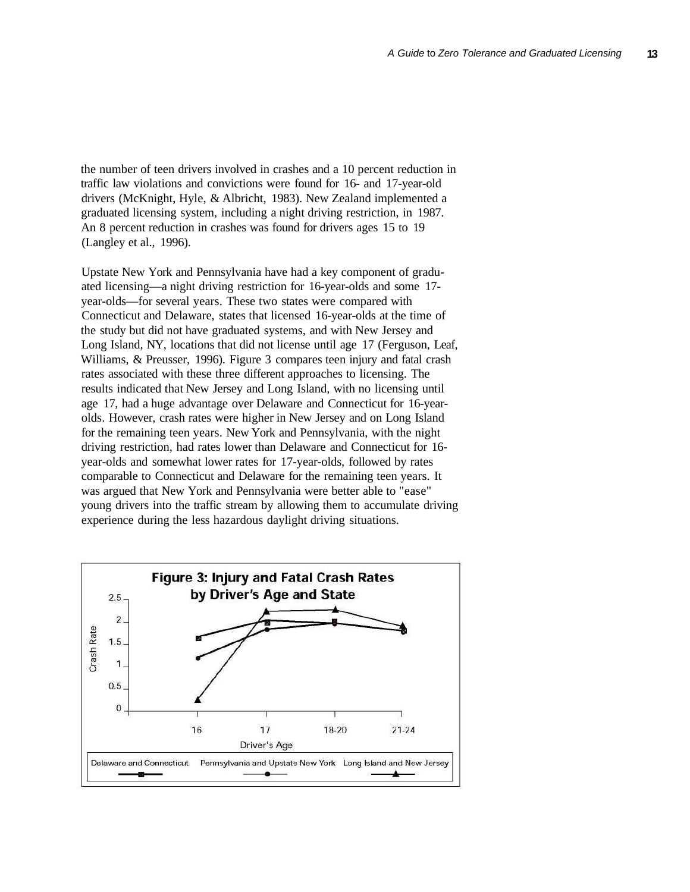the number of teen drivers involved in crashes and a 10 percent reduction in traffic law violations and convictions were found for 16- and 17-year-old drivers (McKnight, Hyle, & Albricht, 1983). New Zealand implemented a graduated licensing system, including a night driving restriction, in 1987. An 8 percent reduction in crashes was found for drivers ages 15 to 19 (Langley et al., 1996).

Upstate New York and Pennsylvania have had a key component of graduated licensing—a night driving restriction for 16-year-olds and some 17-year-olds—for several years. These two states were compared with Connecticut and Delaware, states that licensed 16-year-olds at the time of the study but did not have graduated systems, and with New Jersey and Long Island, NY, locations that did not license until age 17 (Ferguson, Leaf, Williams, & Preusser, 1996). Figure 3 compares teen injury and fatal crash rates associated with these three different approaches to licensing. The results indicated that New Jersey and Long Island, with no licensing until age 17, had a huge advantage over Delaware and Connecticut for 16-year-olds. However, crash rates were higher in New Jersey and on Long Island for the remaining teen years. New York and Pennsylvania, with the night driving restriction, had rates lower than Delaware and Connecticut for 16-year-olds and somewhat lower rates for 17-year-olds, followed by rates comparable to Connecticut and Delaware for the remaining teen years. It was argued that New York and Pennsylvania were better able to "ease" young drivers into the traffic stream by allowing them to accumulate driving experience during the less hazardous daylight driving situations.

**Figure 3: Injury and Fatal Crash Rates by Driver's Age and State**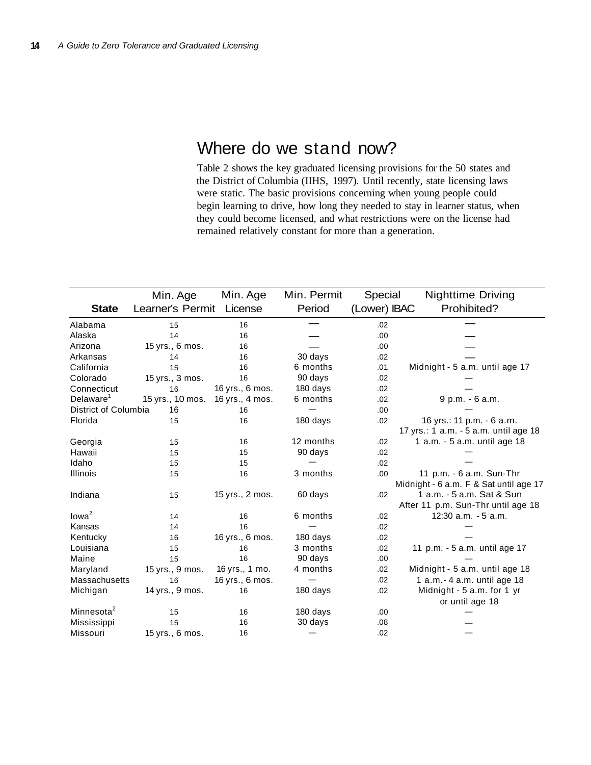## Where do we stand now?

Table 2 shows the key graduated licensing provisions for the 50 states and the District of Columbia (IIHS, 1997). Until recently, state licensing laws were static. The basic provisions concerning when young people could begin learning to drive, how long they needed to stay in learner status, when they could become licensed, and what restrictions were on the license had remained relatively constant for more than a generation.

| State | Min. Age Learner's Permit | Min. Age License | Min. Permit Period | Special (Lower) BAC | Nighttime Driving Prohibited? |
|---|---|---|---|---|---|
| Alabama | 15 | 16 | — | .02 | — |
| Alaska | 14 | 16 | — | .00 | — |
| Arizona | 15 yrs., 6 mos. | 16 | — | .00 | — |
| Arkansas | 14 | 16 | 30 days | .02 | — |
| California | 15 | 16 | 6 months | .01 | Midnight - 5 a.m. until age 17 |
| Colorado | 15 yrs., 3 mos. | 16 | 90 days | .02 | — |
| Connecticut | 16 | 16 yrs., 6 mos. | 180 days | .02 | — |
| Delaware[1] | 15 yrs., 10 mos. | 16 yrs., 4 mos. | 6 months | .02 | 9 p.m. - 6 a.m. |
| District of Columbia | 16 | 16 | — | .00 | — |
| Florida | 15 | 16 | 180 days | .02 | 16 yrs.: 11 p.m. - 6 a.m. 17 yrs.: 1 a.m. - 5 a.m. until age 18 |
| Georgia | 15 | 16 | 12 months | .02 | 1 a.m. - 5 a.m. until age 18 |
| Hawaii | 15 | 15 | 90 days | .02 | — |
| Idaho | 15 | 15 | — | .02 | — |
| Illinois | 15 | 16 | 3 months | .00 | 11 p.m. - 6 a.m. Sun-Thr Midnight - 6 a.m. F & Sat until age 17 |
| Indiana | 15 | 15 yrs., 2 mos. | 60 days | .02 | 1 a.m. - 5 a.m. Sat & Sun After 11 p.m. Sun-Thr until age 18 |
| Iowa[2] | 14 | 16 | 6 months | .02 | 12:30 a.m. - 5 a.m. |
| Kansas | 14 | 16 | — | .02 | — |
| Kentucky | 16 | 16 yrs., 6 mos. | 180 days | .02 | — |
| Louisiana | 15 | 16 | 3 months | .02 | 11 p.m. - 5 a.m. until age 17 |
| Maine | 15 | 16 | 90 days | .00 | — |
| Maryland | 15 yrs., 9 mos. | 16 yrs., 1 mo. | 4 months | .02 | Midnight - 5 a.m. until age 18 |
| Massachusetts | 16 | 16 yrs., 6 mos. | — | .02 | 1 a.m.- 4 a.m. until age 18 |
| Michigan | 14 yrs., 9 mos. | 16 | 180 days | .02 | Midnight - 5 a.m. for 1 yr or until age 18 |
| Minnesota[2] | 15 | 16 | 180 days | .00 | — |
| Mississippi | 15 | 16 | 30 days | .08 | — |
| Missouri | 15 yrs., 6 mos. | 16 | — | .02 | — |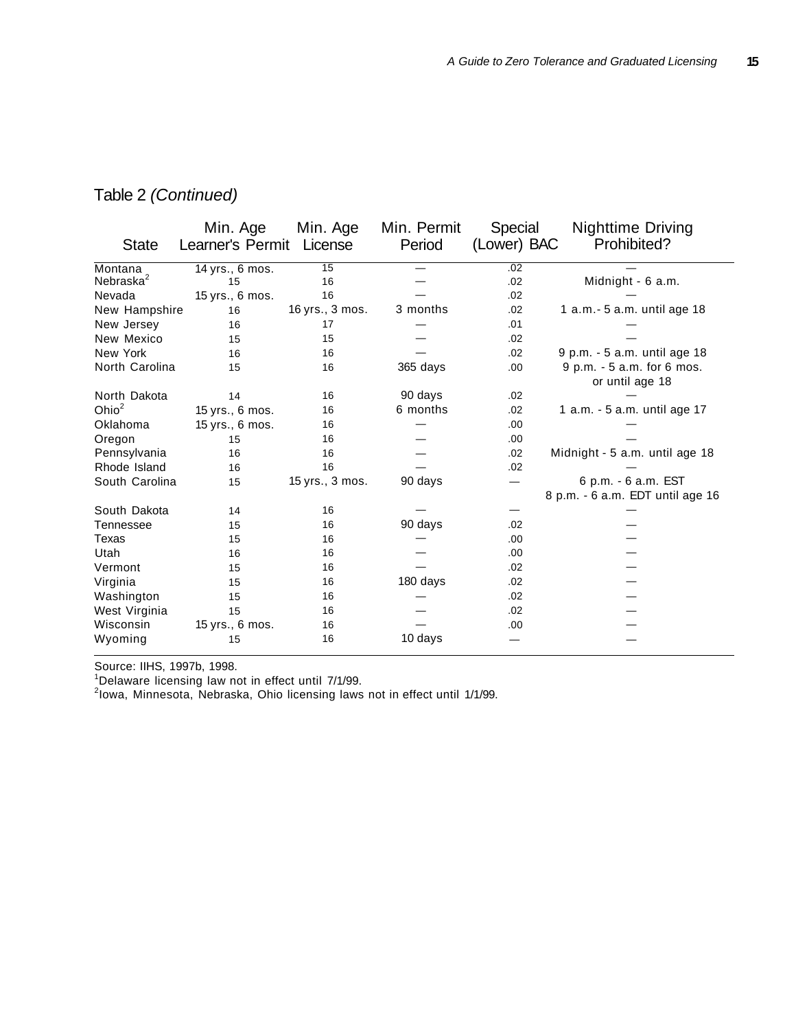Table 2 *(Continued)*

| State | Min. Age Learner's Permit | Min. Age License | Min. Permit Period | Special (Lower) BAC | Nighttime Driving Prohibited? |
|---|---|---|---|---|---|
| Montana | 14 yrs., 6 mos. | 15 | — | .02 | — |
| Nebraska[2] | 15 | 16 | — | .02 | Midnight - 6 a.m. |
| Nevada | 15 yrs., 6 mos. | 16 | — | .02 | — |
| New Hampshire | 16 | 16 yrs., 3 mos. | 3 months | .02 | 1 a.m.- 5 a.m. until age 18 |
| New Jersey | 16 | 17 | — | .01 | — |
| New Mexico | 15 | 15 | — | .02 | — |
| New York | 16 | 16 | — | .02 | 9 p.m. - 5 a.m. until age 18 |
| North Carolina | 15 | 16 | 365 days | .00 | 9 p.m. - 5 a.m. for 6 mos. or until age 18 |
| North Dakota | 14 | 16 | 90 days | .02 | — |
| Ohio[2] | 15 yrs., 6 mos. | 16 | 6 months | .02 | 1 a.m. - 5 a.m. until age 17 |
| Oklahoma | 15 yrs., 6 mos. | 16 | — | .00 | — |
| Oregon | 15 | 16 | — | .00 | — |
| Pennsylvania | 16 | 16 | — | .02 | Midnight - 5 a.m. until age 18 |
| Rhode Island | 16 | 16 | — | .02 | — |
| South Carolina | 15 | 15 yrs., 3 mos. | 90 days | — | 6 p.m. - 6 a.m. EST 8 p.m. - 6 a.m. EDT until age 16 |
| South Dakota | 14 | 16 | — | — | — |
| Tennessee | 15 | 16 | 90 days | .02 | — |
| Texas | 15 | 16 | — | .00 | — |
| Utah | 16 | 16 | — | .00 | — |
| Vermont | 15 | 16 | — | .02 | — |
| Virginia | 15 | 16 | 180 days | .02 | — |
| Washington | 15 | 16 | — | .02 | — |
| West Virginia | 15 | 16 | — | .02 | — |
| Wisconsin | 15 yrs., 6 mos. | 16 | — | .00 | — |
| Wyoming | 15 | 16 | 10 days | — | — |

Source: IIHS, 1997b, 1998.

[1]Delaware licensing law not in effect until 7/1/99.

[2]Iowa, Minnesota, Nebraska, Ohio licensing laws not in effect until 1/1/99.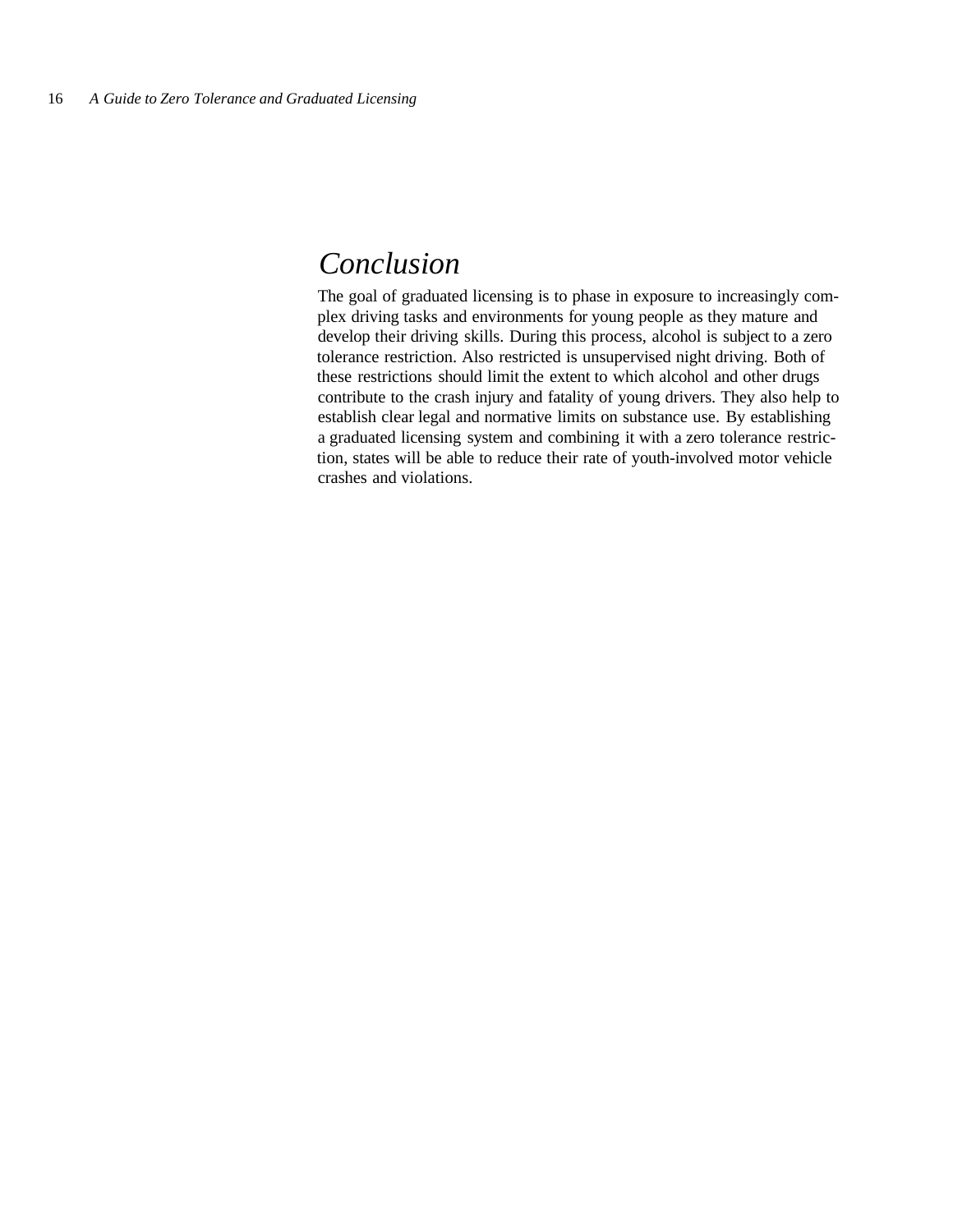## Conclusion

The goal of graduated licensing is to phase in exposure to increasingly complex driving tasks and environments for young people as they mature and develop their driving skills. During this process, alcohol is subject to a zero tolerance restriction. Also restricted is unsupervised night driving. Both of these restrictions should limit the extent to which alcohol and other drugs contribute to the crash injury and fatality of young drivers. They also help to establish clear legal and normative limits on substance use. By establishing a graduated licensing system and combining it with a zero tolerance restriction, states will be able to reduce their rate of youth-involved motor vehicle crashes and violations.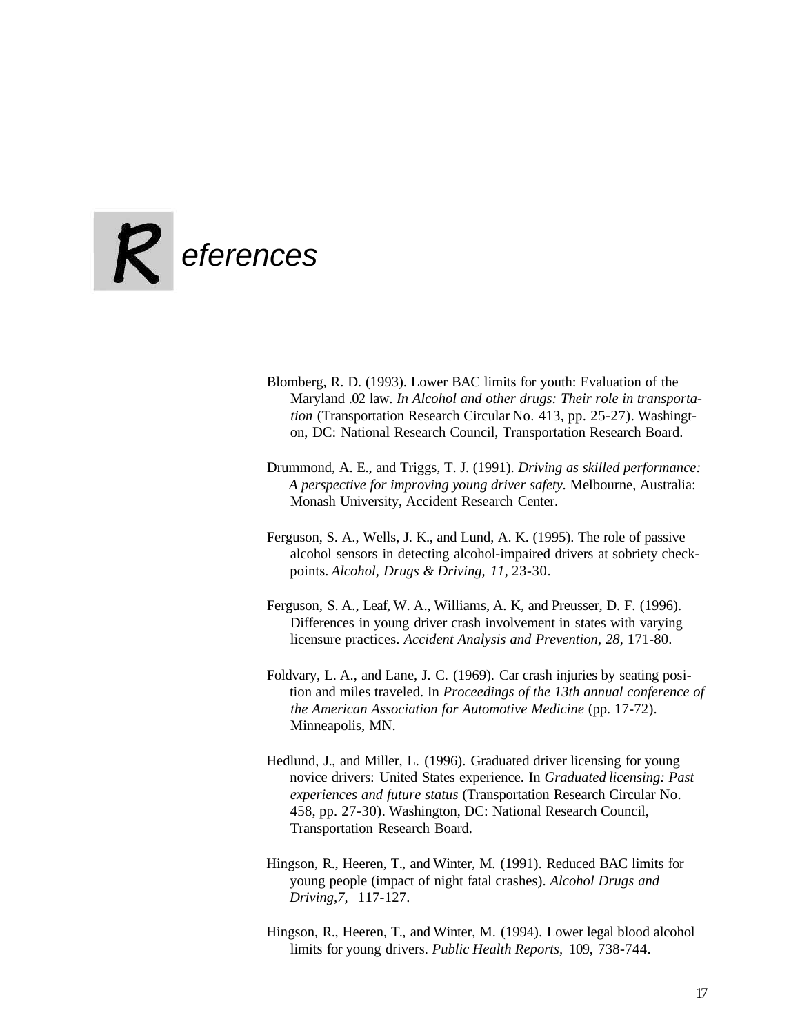# References

Blomberg, R. D. (1993). Lower BAC limits for youth: Evaluation of the Maryland .02 law. *In Alcohol and other drugs: Their role in transportation* (Transportation Research Circular No. 413, pp. 25-27). Washington, DC: National Research Council, Transportation Research Board.

Drummond, A. E., and Triggs, T. J. (1991). *Driving as skilled performance: A perspective for improving young driver safety*. Melbourne, Australia: Monash University, Accident Research Center.

Ferguson, S. A., Wells, J. K., and Lund, A. K. (1995). The role of passive alcohol sensors in detecting alcohol-impaired drivers at sobriety checkpoints. *Alcohol, Drugs & Driving, 11,* 23-30.

Ferguson, S. A., Leaf, W. A., Williams, A. K, and Preusser, D. F. (1996). Differences in young driver crash involvement in states with varying licensure practices. *Accident Analysis and Prevention, 28,* 171-80.

Foldvary, L. A., and Lane, J. C. (1969). Car crash injuries by seating position and miles traveled. In *Proceedings of the 13th annual conference of the American Association for Automotive Medicine* (pp. 17-72). Minneapolis, MN.

Hedlund, J., and Miller, L. (1996). Graduated driver licensing for young novice drivers: United States experience. In *Graduated licensing: Past experiences and future status* (Transportation Research Circular No. 458, pp. 27-30). Washington, DC: National Research Council, Transportation Research Board.

Hingson, R., Heeren, T., and Winter, M. (1991). Reduced BAC limits for young people (impact of night fatal crashes). *Alcohol Drugs and Driving,7,* 117-127.

Hingson, R., Heeren, T., and Winter, M. (1994). Lower legal blood alcohol limits for young drivers. *Public Health Reports,* 109, 738-744.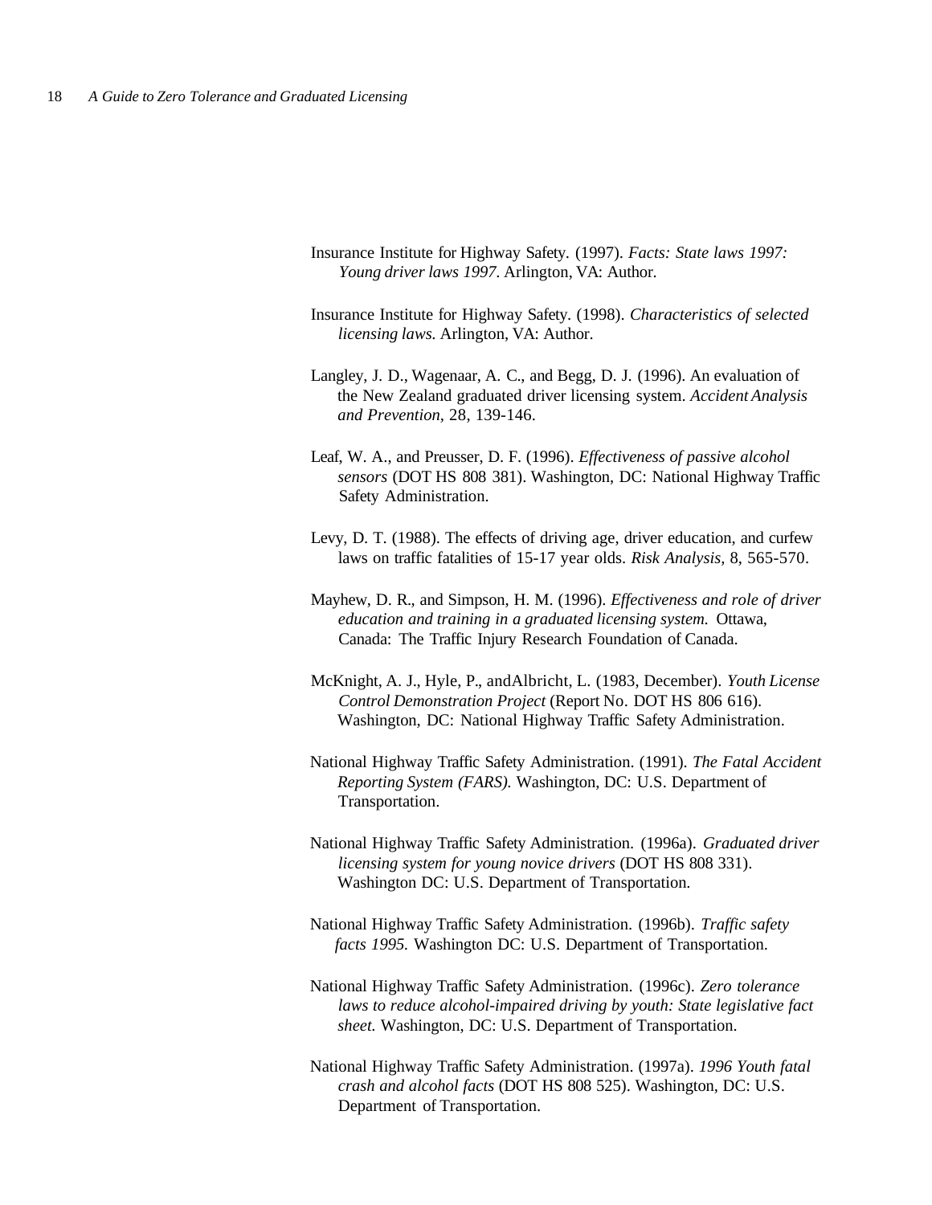Insurance Institute for Highway Safety. (1997). *Facts: State laws 1997: Young driver laws 1997*. Arlington, VA: Author.

Insurance Institute for Highway Safety. (1998). *Characteristics of selected licensing laws.* Arlington, VA: Author.

Langley, J. D., Wagenaar, A. C., and Begg, D. J. (1996). An evaluation of the New Zealand graduated driver licensing system. *Accident Analysis and Prevention*, 28, 139-146.

Leaf, W. A., and Preusser, D. F. (1996). *Effectiveness of passive alcohol sensors* (DOT HS 808 381). Washington, DC: National Highway Traffic Safety Administration.

Levy, D. T. (1988). The effects of driving age, driver education, and curfew laws on traffic fatalities of 15-17 year olds. *Risk Analysis,* 8, 565-570.

Mayhew, D. R., and Simpson, H. M. (1996). *Effectiveness and role of driver education and training in a graduated licensing system.* Ottawa, Canada: The Traffic Injury Research Foundation of Canada.

McKnight, A. J., Hyle, P., andAlbricht, L. (1983, December). *Youth License Control Demonstration Project* (Report No. DOT HS 806 616). Washington, DC: National Highway Traffic Safety Administration.

National Highway Traffic Safety Administration. (1991). *The Fatal Accident Reporting System (FARS).* Washington, DC: U.S. Department of Transportation.

National Highway Traffic Safety Administration. (1996a). *Graduated driver licensing system for young novice drivers* (DOT HS 808 331). Washington DC: U.S. Department of Transportation.

National Highway Traffic Safety Administration. (1996b). *Traffic safety facts 1995.* Washington DC: U.S. Department of Transportation.

National Highway Traffic Safety Administration. (1996c). *Zero tolerance laws to reduce alcohol-impaired driving by youth: State legislative fact sheet.* Washington, DC: U.S. Department of Transportation.

National Highway Traffic Safety Administration. (1997a). *1996 Youth fatal crash and alcohol facts* (DOT HS 808 525). Washington, DC: U.S. Department of Transportation.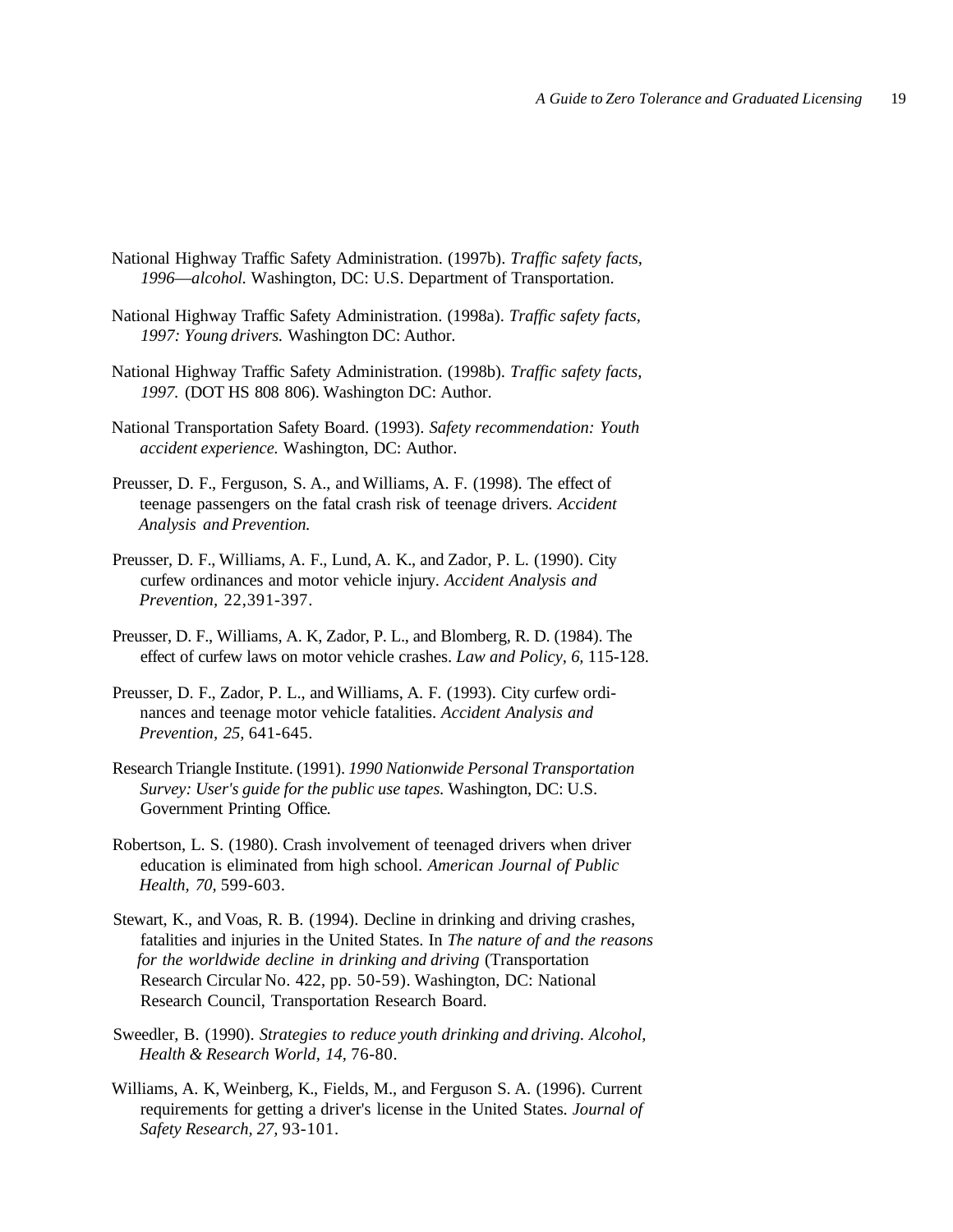National Highway Traffic Safety Administration. (1997b). *Traffic safety facts, 1996—alcohol.* Washington, DC: U.S. Department of Transportation.

National Highway Traffic Safety Administration. (1998a). *Traffic safety facts, 1997: Young drivers.* Washington DC: Author.

National Highway Traffic Safety Administration. (1998b). *Traffic safety facts, 1997.* (DOT HS 808 806). Washington DC: Author.

National Transportation Safety Board. (1993). *Safety recommendation: Youth accident experience.* Washington, DC: Author.

Preusser, D. F., Ferguson, S. A., and Williams, A. F. (1998). The effect of teenage passengers on the fatal crash risk of teenage drivers. *Accident Analysis and Prevention.*

Preusser, D. F., Williams, A. F., Lund, A. K., and Zador, P. L. (1990). City curfew ordinances and motor vehicle injury. *Accident Analysis and Prevention,* 22,391-397.

Preusser, D. F., Williams, A. K, Zador, P. L., and Blomberg, R. D. (1984). The effect of curfew laws on motor vehicle crashes. *Law and Policy, 6,* 115-128.

Preusser, D. F., Zador, P. L., and Williams, A. F. (1993). City curfew ordinances and teenage motor vehicle fatalities. *Accident Analysis and Prevention, 25,* 641-645.

Research Triangle Institute. (1991). *1990 Nationwide Personal Transportation Survey: User's guide for the public use tapes.* Washington, DC: U.S. Government Printing Office.

Robertson, L. S. (1980). Crash involvement of teenaged drivers when driver education is eliminated from high school. *American Journal of Public Health, 70,* 599-603.

Stewart, K., and Voas, R. B. (1994). Decline in drinking and driving crashes, fatalities and injuries in the United States. In *The nature of and the reasons for the worldwide decline in drinking and driving* (Transportation Research Circular No. 422, pp. 50-59). Washington, DC: National Research Council, Transportation Research Board.

Sweedler, B. (1990). *Strategies to reduce youth drinking and driving. Alcohol, Health & Research World, 14,* 76-80.

Williams, A. K, Weinberg, K., Fields, M., and Ferguson S. A. (1996). Current requirements for getting a driver's license in the United States. *Journal of Safety Research, 27,* 93-101.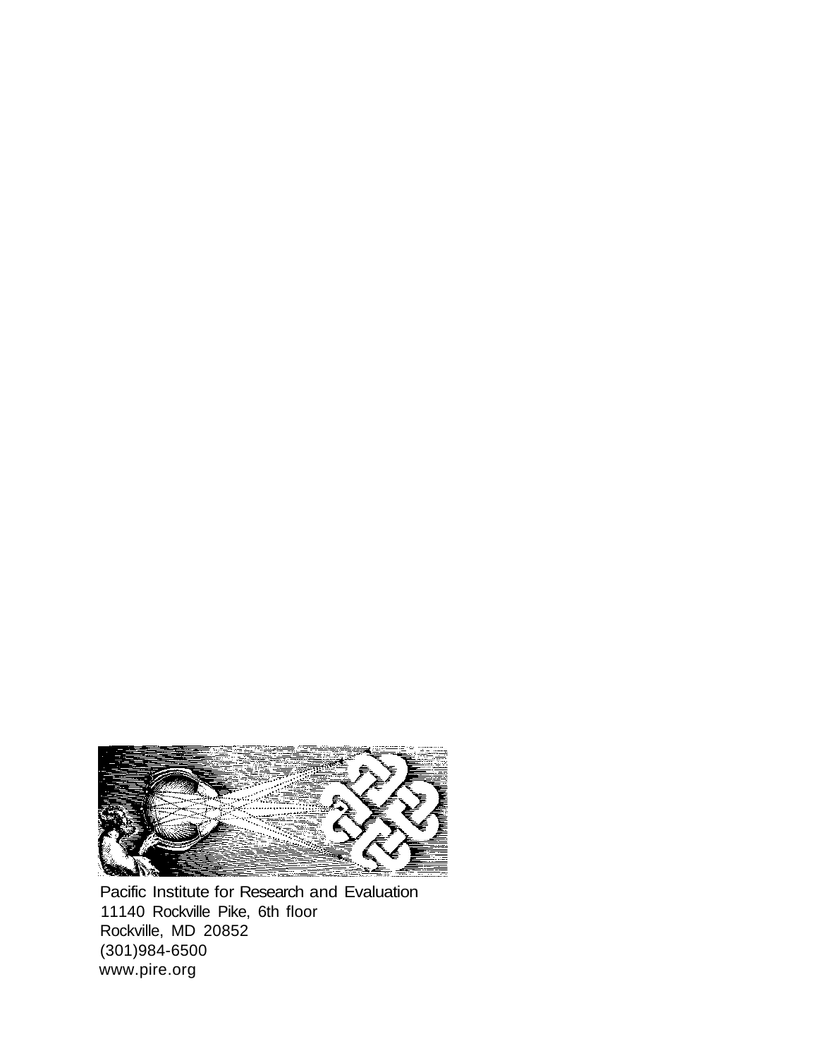Pacific Institute for Research and Evaluation
11140 Rockville Pike, 6th floor
Rockville, MD 20852
(301)984-6500
www.pire.org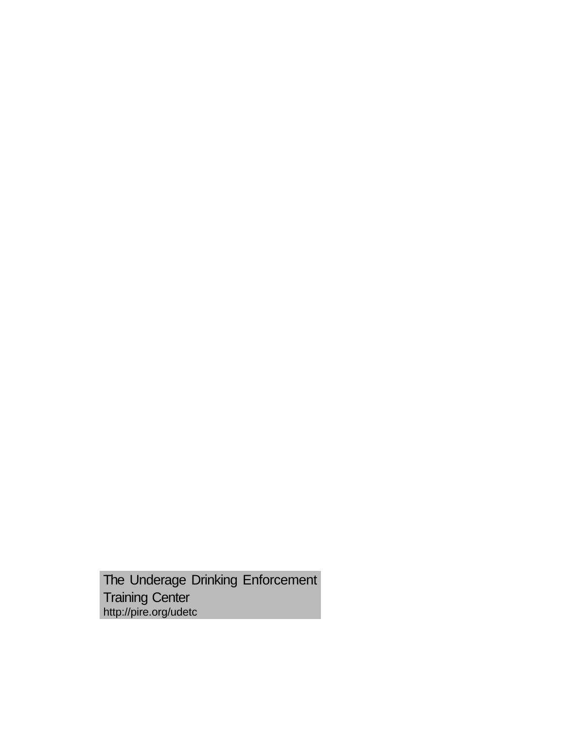The Underage Drinking Enforcement Training Center
http://pire.org/udetc